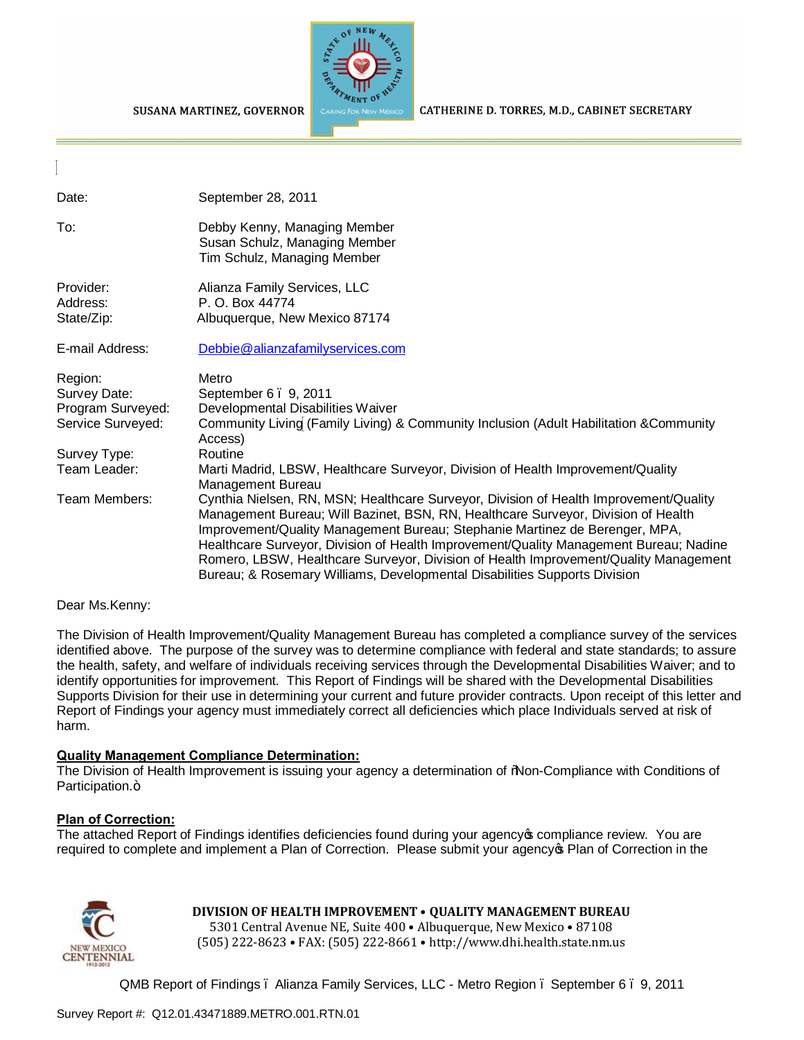SUSANA MARTINEZ, GOVERNOR

CATHERINE D. TORRES, M.D., CABINET SECRETARY

| | |
|---|---|
| Date: | September 28, 2011 |
| To: | Debby Kenny, Managing Member<br>Susan Schulz, Managing Member<br>Tim Schulz, Managing Member |
| Provider: | Alianza Family Services, LLC |
| Address: | P. O. Box 44774 |
| State/Zip: | Albuquerque, New Mexico 87174 |
| E-mail Address: | Debbie@alianzafamilyservices.com |
| Region: | Metro |
| Survey Date: | September 6 – 9, 2011 |
| Program Surveyed: | Developmental Disabilities Waiver |
| Service Surveyed: | Community Living (Family Living) & Community Inclusion (Adult Habilitation &Community Access) |
| Survey Type: | Routine |
| Team Leader: | Marti Madrid, LBSW, Healthcare Surveyor, Division of Health Improvement/Quality Management Bureau |
| Team Members: | Cynthia Nielsen, RN, MSN; Healthcare Surveyor, Division of Health Improvement/Quality Management Bureau; Will Bazinet, BSN, RN, Healthcare Surveyor, Division of Health Improvement/Quality Management Bureau; Stephanie Martinez de Berenger, MPA, Healthcare Surveyor, Division of Health Improvement/Quality Management Bureau; Nadine Romero, LBSW, Healthcare Surveyor, Division of Health Improvement/Quality Management Bureau; & Rosemary Williams, Developmental Disabilities Supports Division |

Dear Ms.Kenny:

The Division of Health Improvement/Quality Management Bureau has completed a compliance survey of the services identified above. The purpose of the survey was to determine compliance with federal and state standards; to assure the health, safety, and welfare of individuals receiving services through the Developmental Disabilities Waiver; and to identify opportunities for improvement. This Report of Findings will be shared with the Developmental Disabilities Supports Division for their use in determining your current and future provider contracts. Upon receipt of this letter and Report of Findings your agency must immediately correct all deficiencies which place Individuals served at risk of harm.

**Quality Management Compliance Determination:**

The Division of Health Improvement is issuing your agency a determination of "Non-Compliance with Conditions of Participation."

**Plan of Correction:**

The attached Report of Findings identifies deficiencies found during your agency's compliance review. You are required to complete and implement a Plan of Correction. Please submit your agency's Plan of Correction in the

**DIVISION OF HEALTH IMPROVEMENT • QUALITY MANAGEMENT BUREAU**
5301 Central Avenue NE, Suite 400 • Albuquerque, New Mexico • 87108
(505) 222-8623 • FAX: (505) 222-8661 • http://www.dhi.health.state.nm.us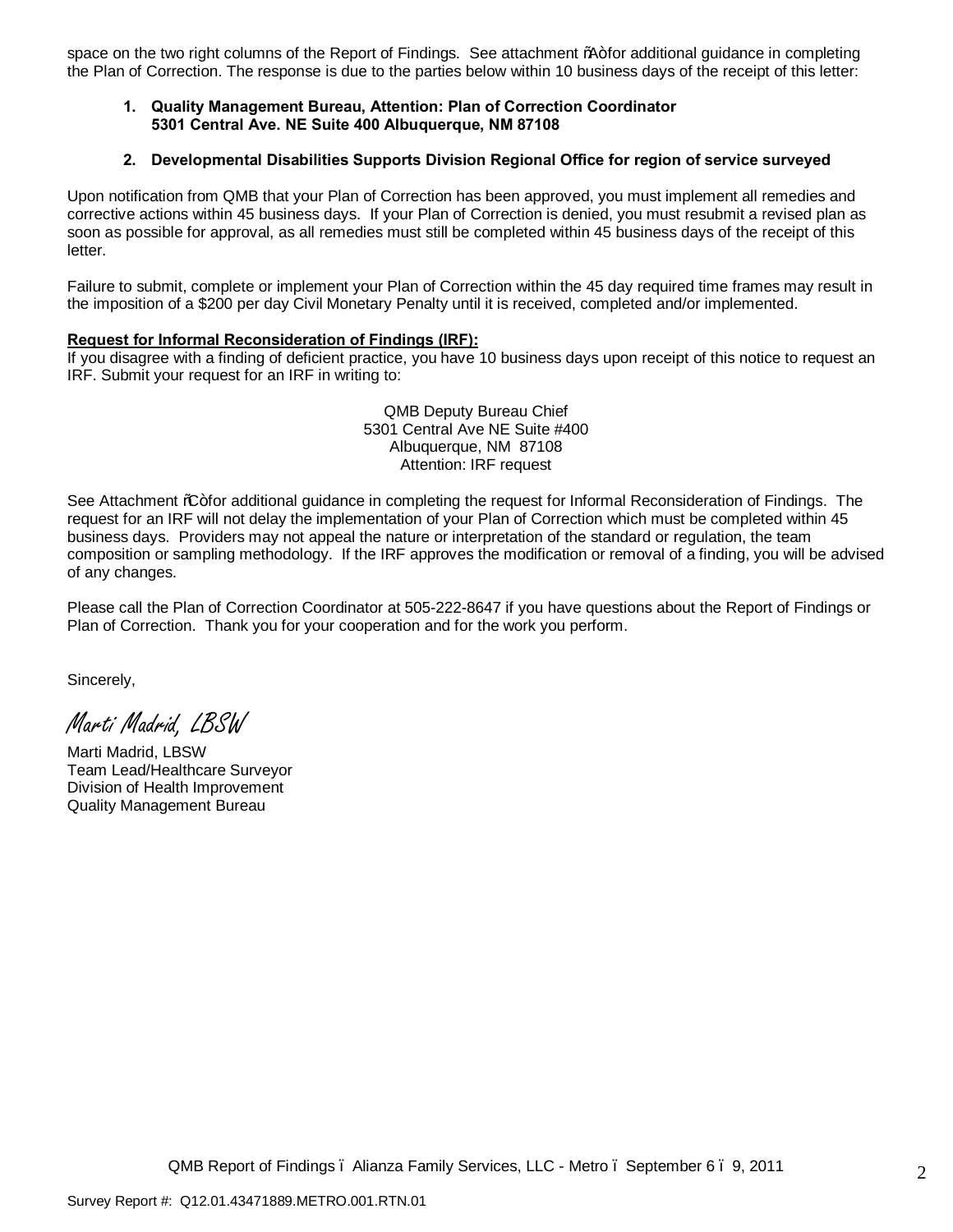space on the two right columns of the Report of Findings. See attachment "A" for additional guidance in completing the Plan of Correction. The response is due to the parties below within 10 business days of the receipt of this letter:

1. **Quality Management Bureau, Attention: Plan of Correction Coordinator 5301 Central Ave. NE Suite 400 Albuquerque, NM 87108**

2. **Developmental Disabilities Supports Division Regional Office for region of service surveyed**

Upon notification from QMB that your Plan of Correction has been approved, you must implement all remedies and corrective actions within 45 business days. If your Plan of Correction is denied, you must resubmit a revised plan as soon as possible for approval, as all remedies must still be completed within 45 business days of the receipt of this letter.

Failure to submit, complete or implement your Plan of Correction within the 45 day required time frames may result in the imposition of a $200 per day Civil Monetary Penalty until it is received, completed and/or implemented.

**Request for Informal Reconsideration of Findings (IRF):**
If you disagree with a finding of deficient practice, you have 10 business days upon receipt of this notice to request an IRF. Submit your request for an IRF in writing to:

QMB Deputy Bureau Chief
5301 Central Ave NE Suite #400
Albuquerque, NM 87108
Attention: IRF request

See Attachment "C" for additional guidance in completing the request for Informal Reconsideration of Findings. The request for an IRF will not delay the implementation of your Plan of Correction which must be completed within 45 business days. Providers may not appeal the nature or interpretation of the standard or regulation, the team composition or sampling methodology. If the IRF approves the modification or removal of a finding, you will be advised of any changes.

Please call the Plan of Correction Coordinator at 505-222-8647 if you have questions about the Report of Findings or Plan of Correction. Thank you for your cooperation and for the work you perform.

Sincerely,

*Marti Madrid, LBSW*

Marti Madrid, LBSW
Team Lead/Healthcare Surveyor
Division of Health Improvement
Quality Management Bureau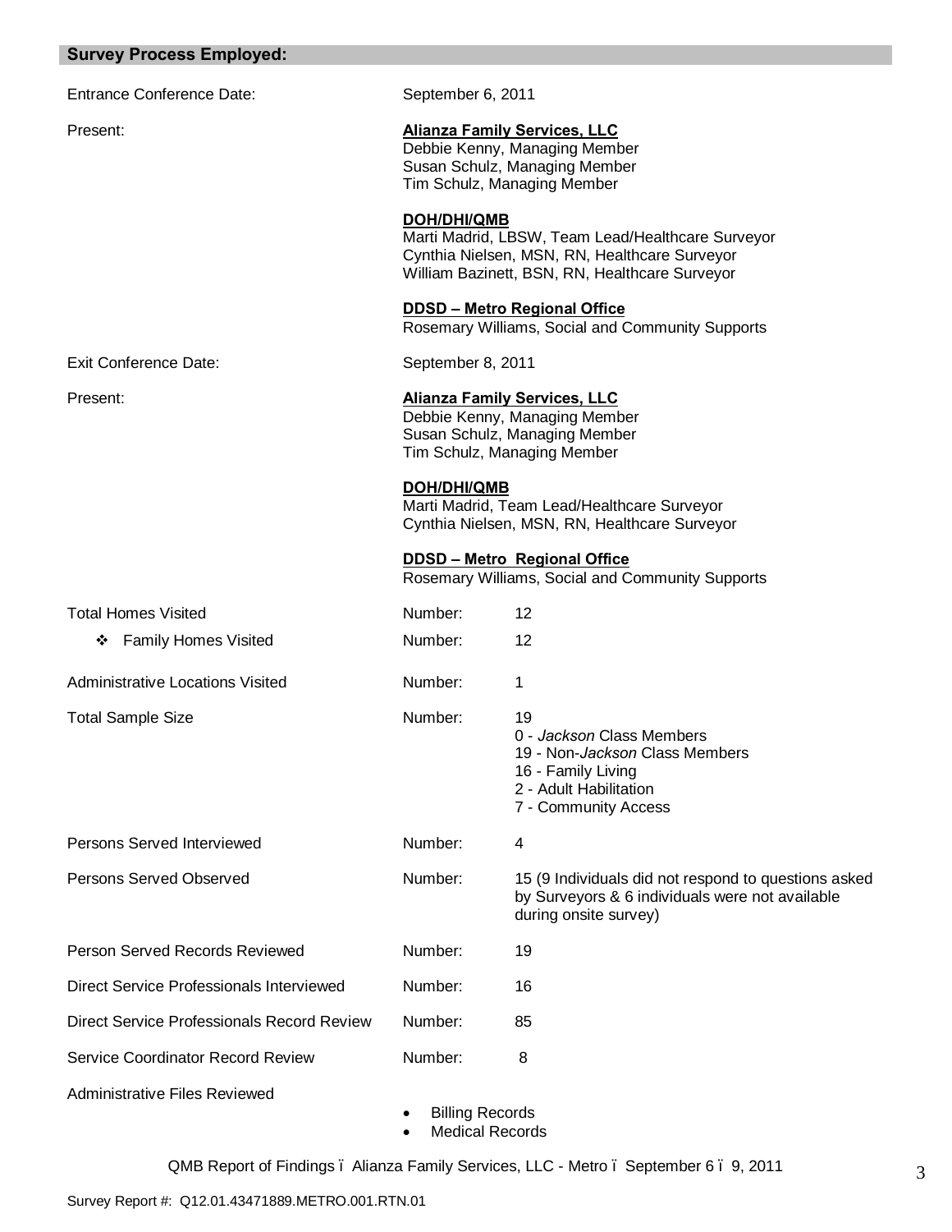## Survey Process Employed:

| | | |
|---|---|---|
| Entrance Conference Date: | September 6, 2011 | |
| Present: | **Alianza Family Services, LLC**<br>Debbie Kenny, Managing Member<br>Susan Schulz, Managing Member<br>Tim Schulz, Managing Member<br><br>**DOH/DHI/QMB**<br>Marti Madrid, LBSW, Team Lead/Healthcare Surveyor<br>Cynthia Nielsen, MSN, RN, Healthcare Surveyor<br>William Bazinett, BSN, RN, Healthcare Surveyor<br><br>**DDSD – Metro Regional Office**<br>Rosemary Williams, Social and Community Supports | |
| Exit Conference Date: | September 8, 2011 | |
| Present: | **Alianza Family Services, LLC**<br>Debbie Kenny, Managing Member<br>Susan Schulz, Managing Member<br>Tim Schulz, Managing Member<br><br>**DOH/DHI/QMB**<br>Marti Madrid, Team Lead/Healthcare Surveyor<br>Cynthia Nielsen, MSN, RN, Healthcare Surveyor<br><br>**DDSD – Metro Regional Office**<br>Rosemary Williams, Social and Community Supports | |
| Total Homes Visited | Number: | 12 |
| ❖ Family Homes Visited | Number: | 12 |
| Administrative Locations Visited | Number: | 1 |
| Total Sample Size | Number: | 19<br>0 - *Jackson* Class Members<br>19 - Non-*Jackson* Class Members<br>16 - Family Living<br>2 - Adult Habilitation<br>7 - Community Access |
| Persons Served Interviewed | Number: | 4 |
| Persons Served Observed | Number: | 15 (9 Individuals did not respond to questions asked by Surveyors & 6 individuals were not available during onsite survey) |
| Person Served Records Reviewed | Number: | 19 |
| Direct Service Professionals Interviewed | Number: | 16 |
| Direct Service Professionals Record Review | Number: | 85 |
| Service Coordinator Record Review | Number: | 8 |
| Administrative Files Reviewed | | • Billing Records<br>• Medical Records |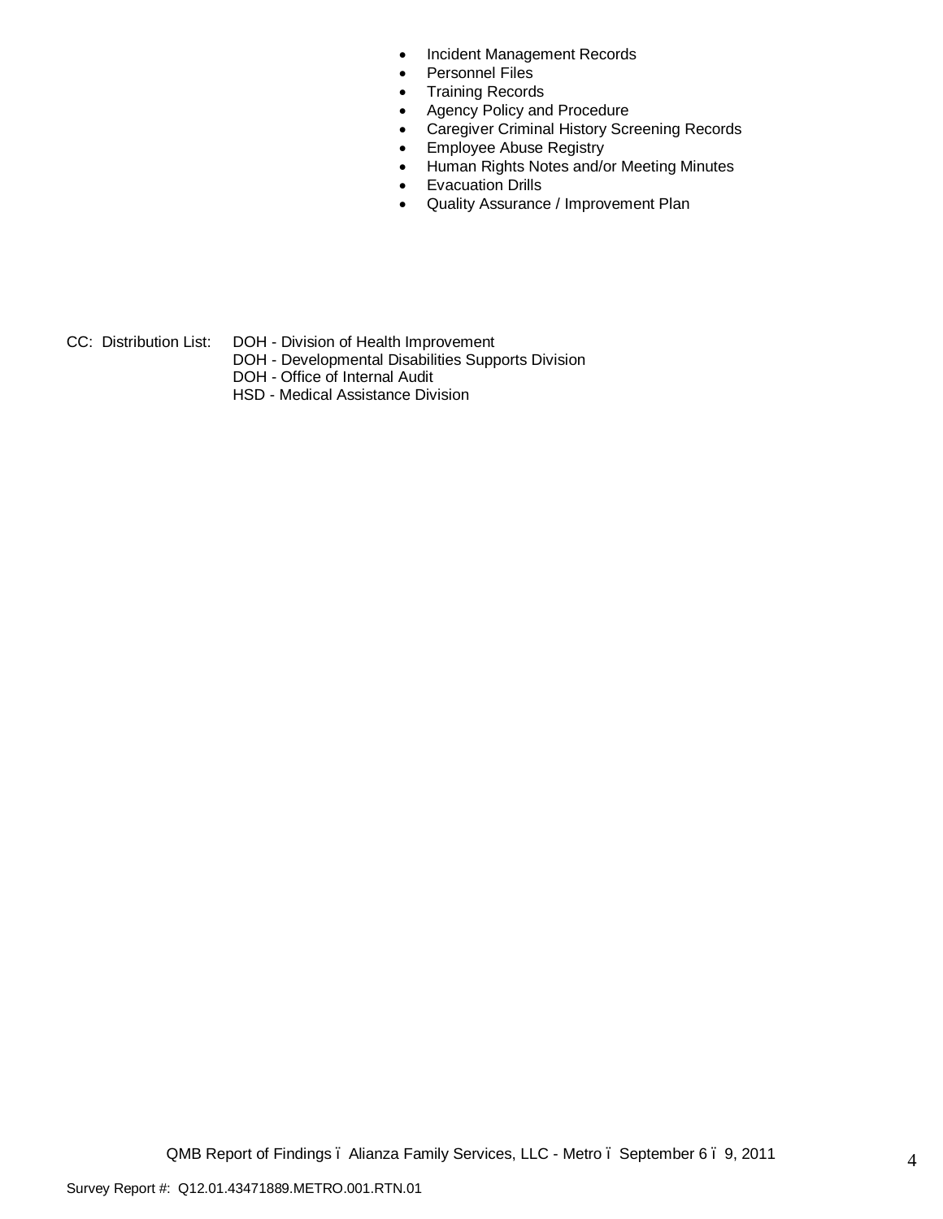- Incident Management Records
- Personnel Files
- Training Records
- Agency Policy and Procedure
- Caregiver Criminal History Screening Records
- Employee Abuse Registry
- Human Rights Notes and/or Meeting Minutes
- Evacuation Drills
- Quality Assurance / Improvement Plan

CC: Distribution List: DOH - Division of Health Improvement
DOH - Developmental Disabilities Supports Division
DOH - Office of Internal Audit
HSD - Medical Assistance Division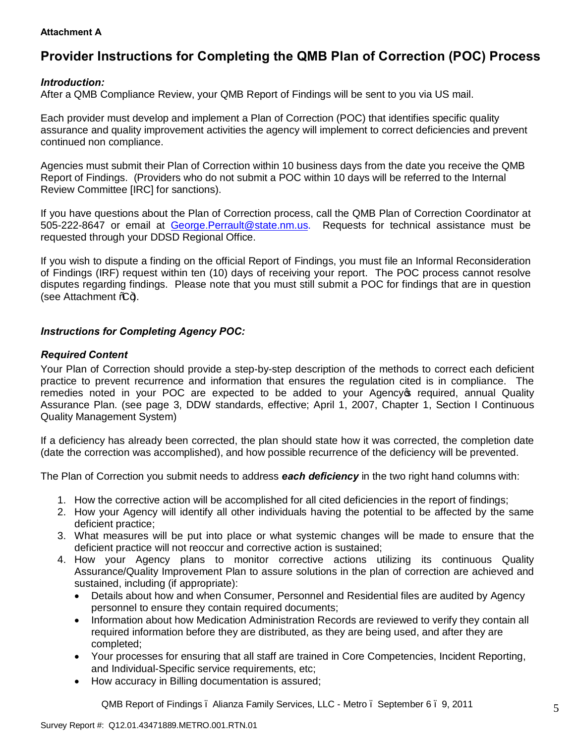**Attachment A**

# Provider Instructions for Completing the QMB Plan of Correction (POC) Process

***Introduction:***
After a QMB Compliance Review, your QMB Report of Findings will be sent to you via US mail.

Each provider must develop and implement a Plan of Correction (POC) that identifies specific quality assurance and quality improvement activities the agency will implement to correct deficiencies and prevent continued non compliance.

Agencies must submit their Plan of Correction within 10 business days from the date you receive the QMB Report of Findings. (Providers who do not submit a POC within 10 days will be referred to the Internal Review Committee [IRC] for sanctions).

If you have questions about the Plan of Correction process, call the QMB Plan of Correction Coordinator at 505-222-8647 or email at George.Perrault@state.nm.us. Requests for technical assistance must be requested through your DDSD Regional Office.

If you wish to dispute a finding on the official Report of Findings, you must file an Informal Reconsideration of Findings (IRF) request within ten (10) days of receiving your report. The POC process cannot resolve disputes regarding findings. Please note that you must still submit a POC for findings that are in question (see Attachment "C").

***Instructions for Completing Agency POC:***

***Required Content***
Your Plan of Correction should provide a step-by-step description of the methods to correct each deficient practice to prevent recurrence and information that ensures the regulation cited is in compliance. The remedies noted in your POC are expected to be added to your Agency's required, annual Quality Assurance Plan. (see page 3, DDW standards, effective; April 1, 2007, Chapter 1, Section I Continuous Quality Management System)

If a deficiency has already been corrected, the plan should state how it was corrected, the completion date (date the correction was accomplished), and how possible recurrence of the deficiency will be prevented.

The Plan of Correction you submit needs to address ***each deficiency*** in the two right hand columns with:

1. How the corrective action will be accomplished for all cited deficiencies in the report of findings;
2. How your Agency will identify all other individuals having the potential to be affected by the same deficient practice;
3. What measures will be put into place or what systemic changes will be made to ensure that the deficient practice will not reoccur and corrective action is sustained;
4. How your Agency plans to monitor corrective actions utilizing its continuous Quality Assurance/Quality Improvement Plan to assure solutions in the plan of correction are achieved and sustained, including (if appropriate):
   - Details about how and when Consumer, Personnel and Residential files are audited by Agency personnel to ensure they contain required documents;
   - Information about how Medication Administration Records are reviewed to verify they contain all required information before they are distributed, as they are being used, and after they are completed;
   - Your processes for ensuring that all staff are trained in Core Competencies, Incident Reporting, and Individual-Specific service requirements, etc;
   - How accuracy in Billing documentation is assured;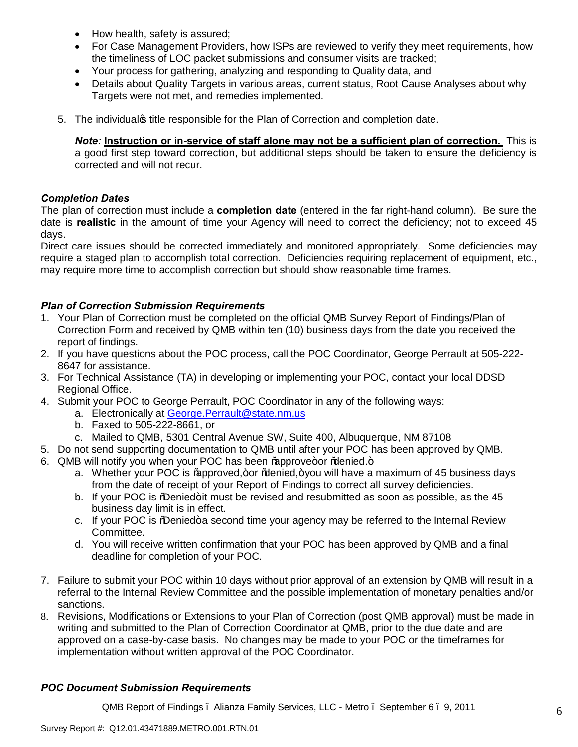- How health, safety is assured;
- For Case Management Providers, how ISPs are reviewed to verify they meet requirements, how the timeliness of LOC packet submissions and consumer visits are tracked;
- Your process for gathering, analyzing and responding to Quality data, and
- Details about Quality Targets in various areas, current status, Root Cause Analyses about why Targets were not met, and remedies implemented.

5. The individual's title responsible for the Plan of Correction and completion date.

   ***Note:*** **Instruction or in-service of staff alone may not be a sufficient plan of correction.** This is a good first step toward correction, but additional steps should be taken to ensure the deficiency is corrected and will not recur.

### *Completion Dates*

The plan of correction must include a **completion date** (entered in the far right-hand column). Be sure the date is **realistic** in the amount of time your Agency will need to correct the deficiency; not to exceed 45 days.

Direct care issues should be corrected immediately and monitored appropriately. Some deficiencies may require a staged plan to accomplish total correction. Deficiencies requiring replacement of equipment, etc., may require more time to accomplish correction but should show reasonable time frames.

### *Plan of Correction Submission Requirements*

1. Your Plan of Correction must be completed on the official QMB Survey Report of Findings/Plan of Correction Form and received by QMB within ten (10) business days from the date you received the report of findings.
2. If you have questions about the POC process, call the POC Coordinator, George Perrault at 505-222-8647 for assistance.
3. For Technical Assistance (TA) in developing or implementing your POC, contact your local DDSD Regional Office.
4. Submit your POC to George Perrault, POC Coordinator in any of the following ways:
   a. Electronically at George.Perrault@state.nm.us
   b. Faxed to 505-222-8661, or
   c. Mailed to QMB, 5301 Central Avenue SW, Suite 400, Albuquerque, NM 87108
5. Do not send supporting documentation to QMB until after your POC has been approved by QMB.
6. QMB will notify you when your POC has been "approve" or "denied."
   a. Whether your POC is "approved," or "denied," you will have a maximum of 45 business days from the date of receipt of your Report of Findings to correct all survey deficiencies.
   b. If your POC is "Denied" it must be revised and resubmitted as soon as possible, as the 45 business day limit is in effect.
   c. If your POC is "Denied" a second time your agency may be referred to the Internal Review Committee.
   d. You will receive written confirmation that your POC has been approved by QMB and a final deadline for completion of your POC.
7. Failure to submit your POC within 10 days without prior approval of an extension by QMB will result in a referral to the Internal Review Committee and the possible implementation of monetary penalties and/or sanctions.
8. Revisions, Modifications or Extensions to your Plan of Correction (post QMB approval) must be made in writing and submitted to the Plan of Correction Coordinator at QMB, prior to the due date and are approved on a case-by-case basis. No changes may be made to your POC or the timeframes for implementation without written approval of the POC Coordinator.

### *POC Document Submission Requirements*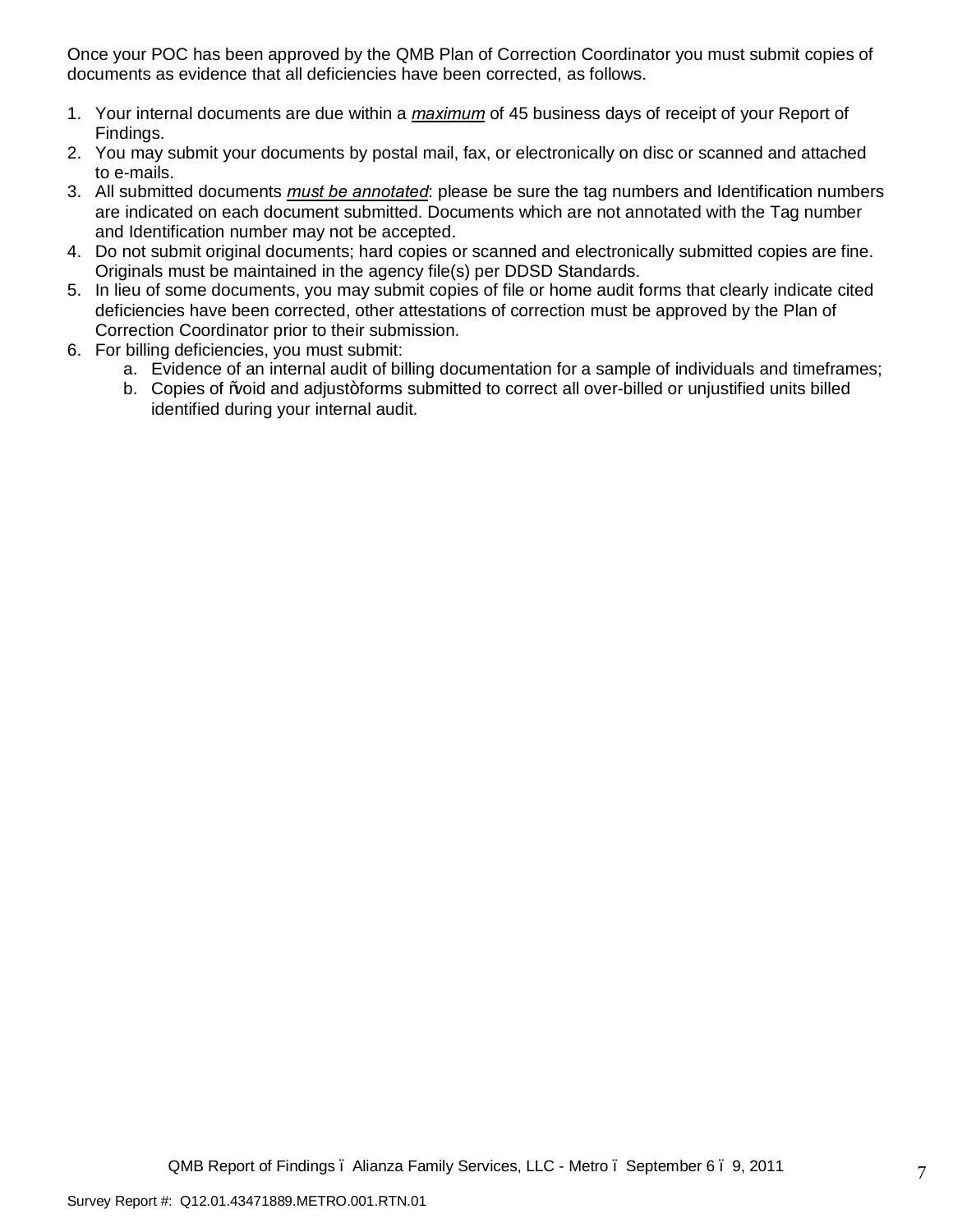Once your POC has been approved by the QMB Plan of Correction Coordinator you must submit copies of documents as evidence that all deficiencies have been corrected, as follows.

1. Your internal documents are due within a ***maximum*** of 45 business days of receipt of your Report of Findings.
2. You may submit your documents by postal mail, fax, or electronically on disc or scanned and attached to e-mails.
3. All submitted documents ***must be annotated***: please be sure the tag numbers and Identification numbers are indicated on each document submitted. Documents which are not annotated with the Tag number and Identification number may not be accepted.
4. Do not submit original documents; hard copies or scanned and electronically submitted copies are fine. Originals must be maintained in the agency file(s) per DDSD Standards.
5. In lieu of some documents, you may submit copies of file or home audit forms that clearly indicate cited deficiencies have been corrected, other attestations of correction must be approved by the Plan of Correction Coordinator prior to their submission.
6. For billing deficiencies, you must submit:
   a. Evidence of an internal audit of billing documentation for a sample of individuals and timeframes;
   b. Copies of "void and adjust" forms submitted to correct all over-billed or unjustified units billed identified during your internal audit.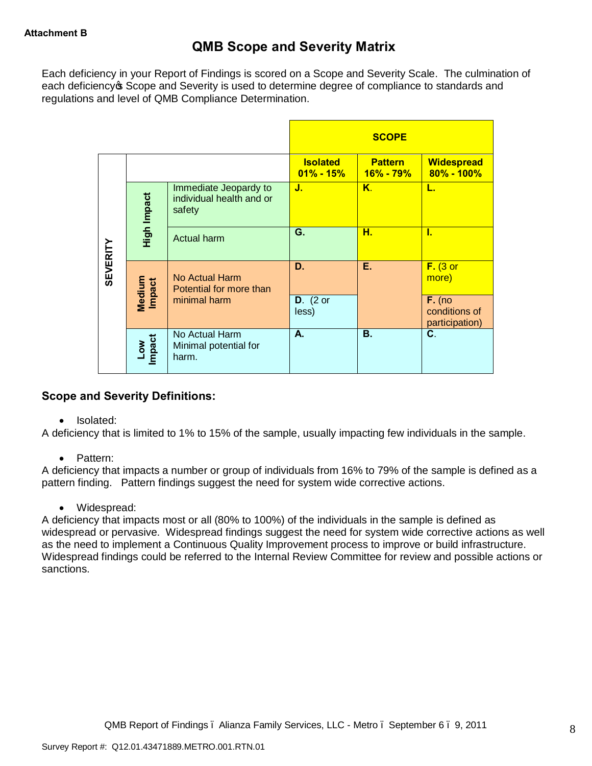**Attachment B**

# QMB Scope and Severity Matrix

Each deficiency in your Report of Findings is scored on a Scope and Severity Scale. The culmination of each deficiency's Scope and Severity is used to determine degree of compliance to standards and regulations and level of QMB Compliance Determination.

| | | | SCOPE | | |
|---|---|---|---|---|---|
| | | | **Isolated 01% - 15%** | **Pattern 16% - 79%** | **Widespread 80% - 100%** |
| SEVERITY | High Impact | Immediate Jeopardy to individual health and or safety | **J.** | **K.** | **L.** |
| | | Actual harm | **G.** | **H.** | **I.** |
| | Medium Impact | No Actual Harm Potential for more than minimal harm | **D.** | **E.** | **F.** (3 or more) |
| | | | **D.** (2 or less) | | **F.** (no conditions of participation) |
| | Low Impact | No Actual Harm Minimal potential for harm. | **A.** | **B.** | **C.** |

## Scope and Severity Definitions:

- Isolated:

A deficiency that is limited to 1% to 15% of the sample, usually impacting few individuals in the sample.

- Pattern:

A deficiency that impacts a number or group of individuals from 16% to 79% of the sample is defined as a pattern finding. Pattern findings suggest the need for system wide corrective actions.

- Widespread:

A deficiency that impacts most or all (80% to 100%) of the individuals in the sample is defined as widespread or pervasive. Widespread findings suggest the need for system wide corrective actions as well as the need to implement a Continuous Quality Improvement process to improve or build infrastructure. Widespread findings could be referred to the Internal Review Committee for review and possible actions or sanctions.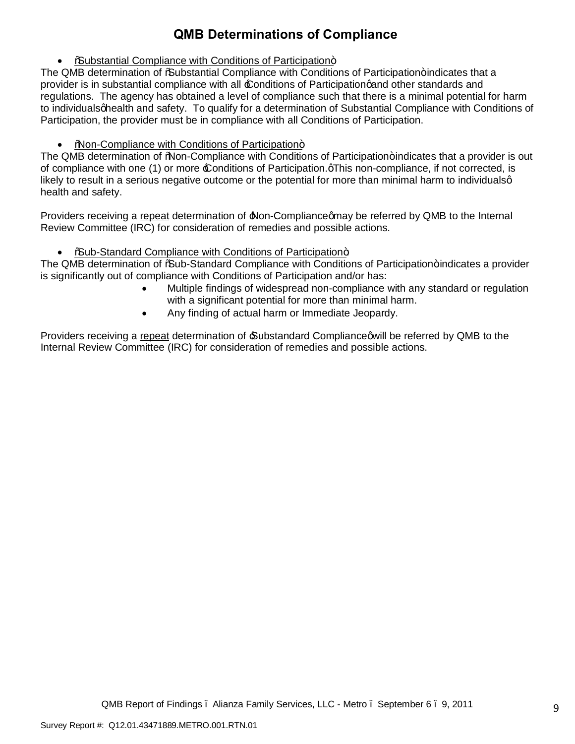# QMB Determinations of Compliance

- "Substantial Compliance with Conditions of Participation"

The QMB determination of "Substantial Compliance with Conditions of Participation" indicates that a provider is in substantial compliance with all 'Conditions of Participation' and other standards and regulations. The agency has obtained a level of compliance such that there is a minimal potential for harm to individuals' health and safety. To qualify for a determination of Substantial Compliance with Conditions of Participation, the provider must be in compliance with all Conditions of Participation.

- "Non-Compliance with Conditions of Participation"

The QMB determination of "Non-Compliance with Conditions of Participation" indicates that a provider is out of compliance with one (1) or more 'Conditions of Participation.' This non-compliance, if not corrected, is likely to result in a serious negative outcome or the potential for more than minimal harm to individuals' health and safety.

Providers receiving a repeat determination of 'Non-Compliance' may be referred by QMB to the Internal Review Committee (IRC) for consideration of remedies and possible actions.

- "Sub-Standard Compliance with Conditions of Participation"

The QMB determination of "Sub-Standard Compliance with Conditions of Participation" indicates a provider is significantly out of compliance with Conditions of Participation and/or has:

- Multiple findings of widespread non-compliance with any standard or regulation with a significant potential for more than minimal harm.
- Any finding of actual harm or Immediate Jeopardy.

Providers receiving a repeat determination of 'Substandard Compliance' will be referred by QMB to the Internal Review Committee (IRC) for consideration of remedies and possible actions.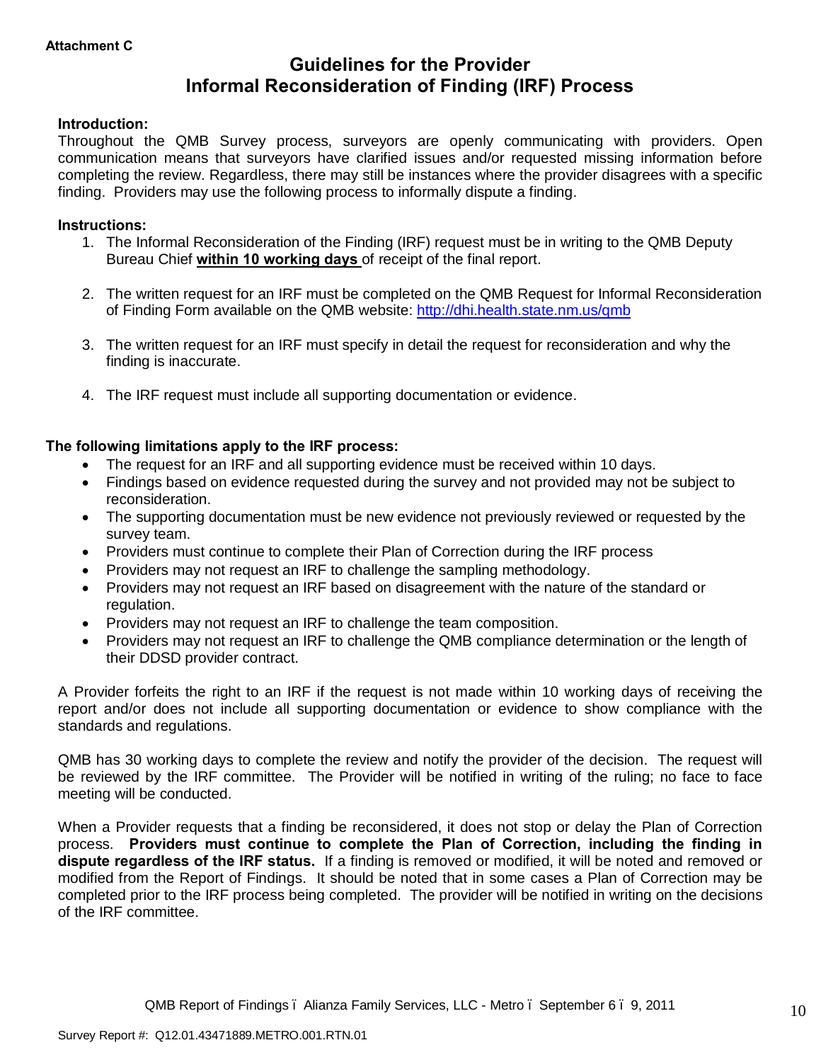**Attachment C**

# Guidelines for the Provider Informal Reconsideration of Finding (IRF) Process

**Introduction:**

Throughout the QMB Survey process, surveyors are openly communicating with providers. Open communication means that surveyors have clarified issues and/or requested missing information before completing the review. Regardless, there may still be instances where the provider disagrees with a specific finding. Providers may use the following process to informally dispute a finding.

**Instructions:**

1. The Informal Reconsideration of the Finding (IRF) request must be in writing to the QMB Deputy Bureau Chief **within 10 working days** of receipt of the final report.
2. The written request for an IRF must be completed on the QMB Request for Informal Reconsideration of Finding Form available on the QMB website: http://dhi.health.state.nm.us/qmb
3. The written request for an IRF must specify in detail the request for reconsideration and why the finding is inaccurate.
4. The IRF request must include all supporting documentation or evidence.

**The following limitations apply to the IRF process:**

- The request for an IRF and all supporting evidence must be received within 10 days.
- Findings based on evidence requested during the survey and not provided may not be subject to reconsideration.
- The supporting documentation must be new evidence not previously reviewed or requested by the survey team.
- Providers must continue to complete their Plan of Correction during the IRF process
- Providers may not request an IRF to challenge the sampling methodology.
- Providers may not request an IRF based on disagreement with the nature of the standard or regulation.
- Providers may not request an IRF to challenge the team composition.
- Providers may not request an IRF to challenge the QMB compliance determination or the length of their DDSD provider contract.

A Provider forfeits the right to an IRF if the request is not made within 10 working days of receiving the report and/or does not include all supporting documentation or evidence to show compliance with the standards and regulations.

QMB has 30 working days to complete the review and notify the provider of the decision. The request will be reviewed by the IRF committee. The Provider will be notified in writing of the ruling; no face to face meeting will be conducted.

When a Provider requests that a finding be reconsidered, it does not stop or delay the Plan of Correction process. **Providers must continue to complete the Plan of Correction, including the finding in dispute regardless of the IRF status.** If a finding is removed or modified, it will be noted and removed or modified from the Report of Findings. It should be noted that in some cases a Plan of Correction may be completed prior to the IRF process being completed. The provider will be notified in writing on the decisions of the IRF committee.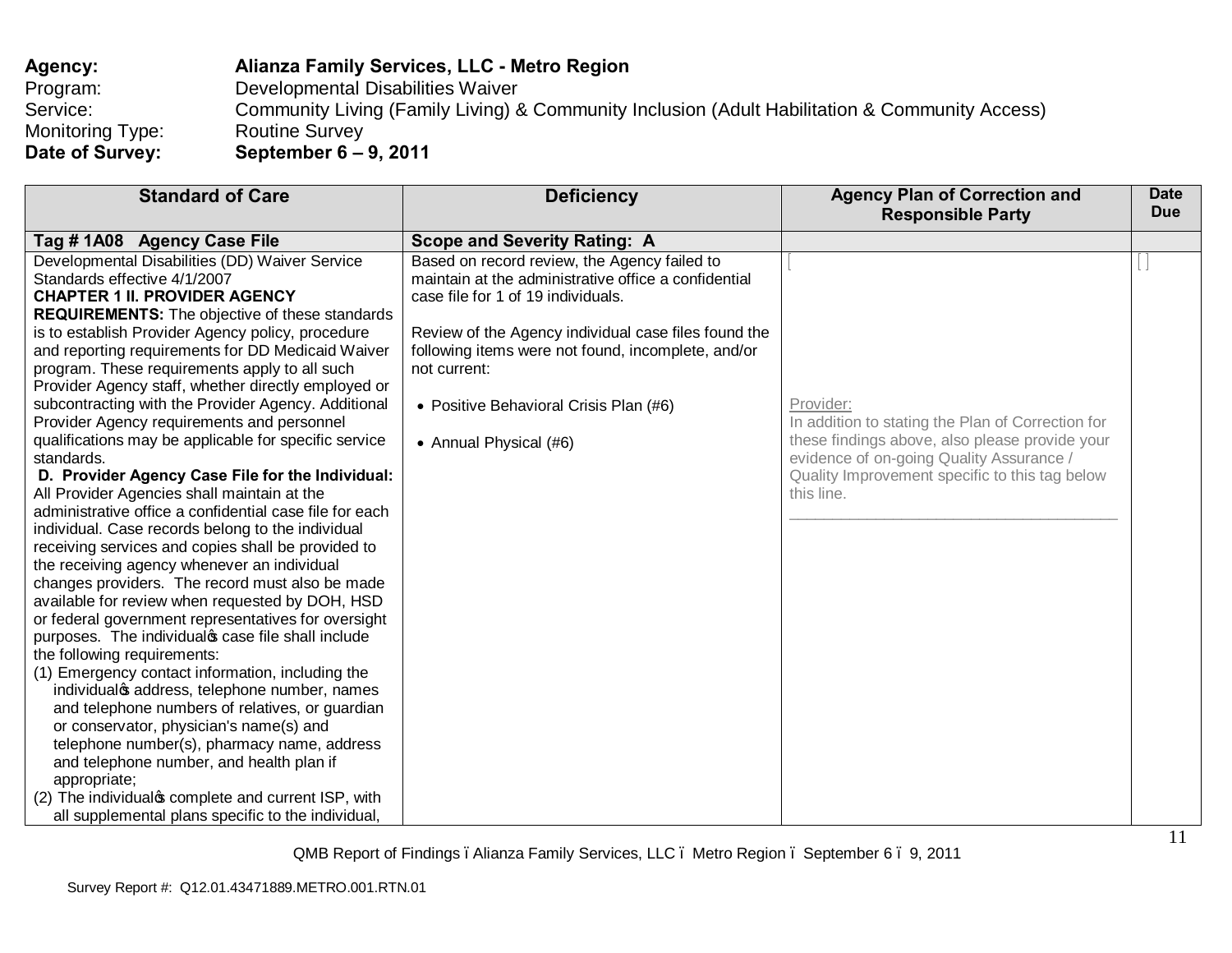**Agency:** **Alianza Family Services, LLC - Metro Region**
Program: Developmental Disabilities Waiver
Service: Community Living (Family Living) & Community Inclusion (Adult Habilitation & Community Access)
Monitoring Type: Routine Survey
**Date of Survey:** **September 6 – 9, 2011**

| Standard of Care | Deficiency | Agency Plan of Correction and Responsible Party | Date Due |
|---|---|---|---|
| **Tag # 1A08 Agency Case File** | **Scope and Severity Rating: A** | | |
| Developmental Disabilities (DD) Waiver Service Standards effective 4/1/2007<br>**CHAPTER 1 II. PROVIDER AGENCY REQUIREMENTS:** The objective of these standards is to establish Provider Agency policy, procedure and reporting requirements for DD Medicaid Waiver program. These requirements apply to all such Provider Agency staff, whether directly employed or subcontracting with the Provider Agency. Additional Provider Agency requirements and personnel qualifications may be applicable for specific service standards.<br>**D. Provider Agency Case File for the Individual:** All Provider Agencies shall maintain at the administrative office a confidential case file for each individual. Case records belong to the individual receiving services and copies shall be provided to the receiving agency whenever an individual changes providers. The record must also be made available for review when requested by DOH, HSD or federal government representatives for oversight purposes. The individual's case file shall include the following requirements:<br>(1) Emergency contact information, including the individual's address, telephone number, names and telephone numbers of relatives, or guardian or conservator, physician's name(s) and telephone number(s), pharmacy name, address and telephone number, and health plan if appropriate;<br>(2) The individual's complete and current ISP, with all supplemental plans specific to the individual, | Based on record review, the Agency failed to maintain at the administrative office a confidential case file for 1 of 19 individuals.<br><br>Review of the Agency individual case files found the following items were not found, incomplete, and/or not current:<br><br>• Positive Behavioral Crisis Plan (#6)<br><br>• Annual Physical (#6) | Provider:<br>In addition to stating the Plan of Correction for these findings above, also please provide your evidence of on-going Quality Assurance / Quality Improvement specific to this tag below this line.<br>\_\_\_\_\_\_\_\_\_\_\_\_\_\_\_\_\_\_\_\_\_\_\_\_\_\_\_\_\_\_\_\_\_\_\_\_\_\_ | |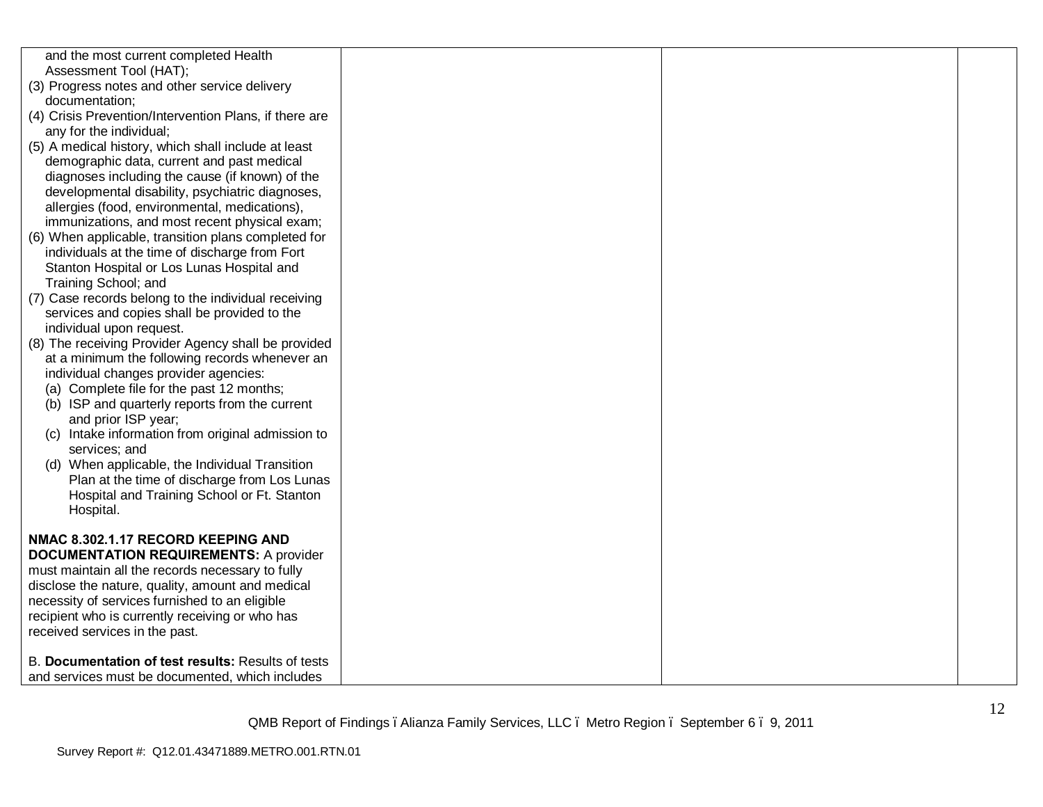| | | | |
|---|---|---|---|
| and the most current completed Health Assessment Tool (HAT);<br>(3) Progress notes and other service delivery documentation;<br>(4) Crisis Prevention/Intervention Plans, if there are any for the individual;<br>(5) A medical history, which shall include at least demographic data, current and past medical diagnoses including the cause (if known) of the developmental disability, psychiatric diagnoses, allergies (food, environmental, medications), immunizations, and most recent physical exam;<br>(6) When applicable, transition plans completed for individuals at the time of discharge from Fort Stanton Hospital or Los Lunas Hospital and Training School; and<br>(7) Case records belong to the individual receiving services and copies shall be provided to the individual upon request.<br>(8) The receiving Provider Agency shall be provided at a minimum the following records whenever an individual changes provider agencies:<br>(a) Complete file for the past 12 months;<br>(b) ISP and quarterly reports from the current and prior ISP year;<br>(c) Intake information from original admission to services; and<br>(d) When applicable, the Individual Transition Plan at the time of discharge from Los Lunas Hospital and Training School or Ft. Stanton Hospital.<br><br>**NMAC 8.302.1.17 RECORD KEEPING AND DOCUMENTATION REQUIREMENTS:** A provider must maintain all the records necessary to fully disclose the nature, quality, amount and medical necessity of services furnished to an eligible recipient who is currently receiving or who has received services in the past.<br><br>B. **Documentation of test results:** Results of tests and services must be documented, which includes | | | |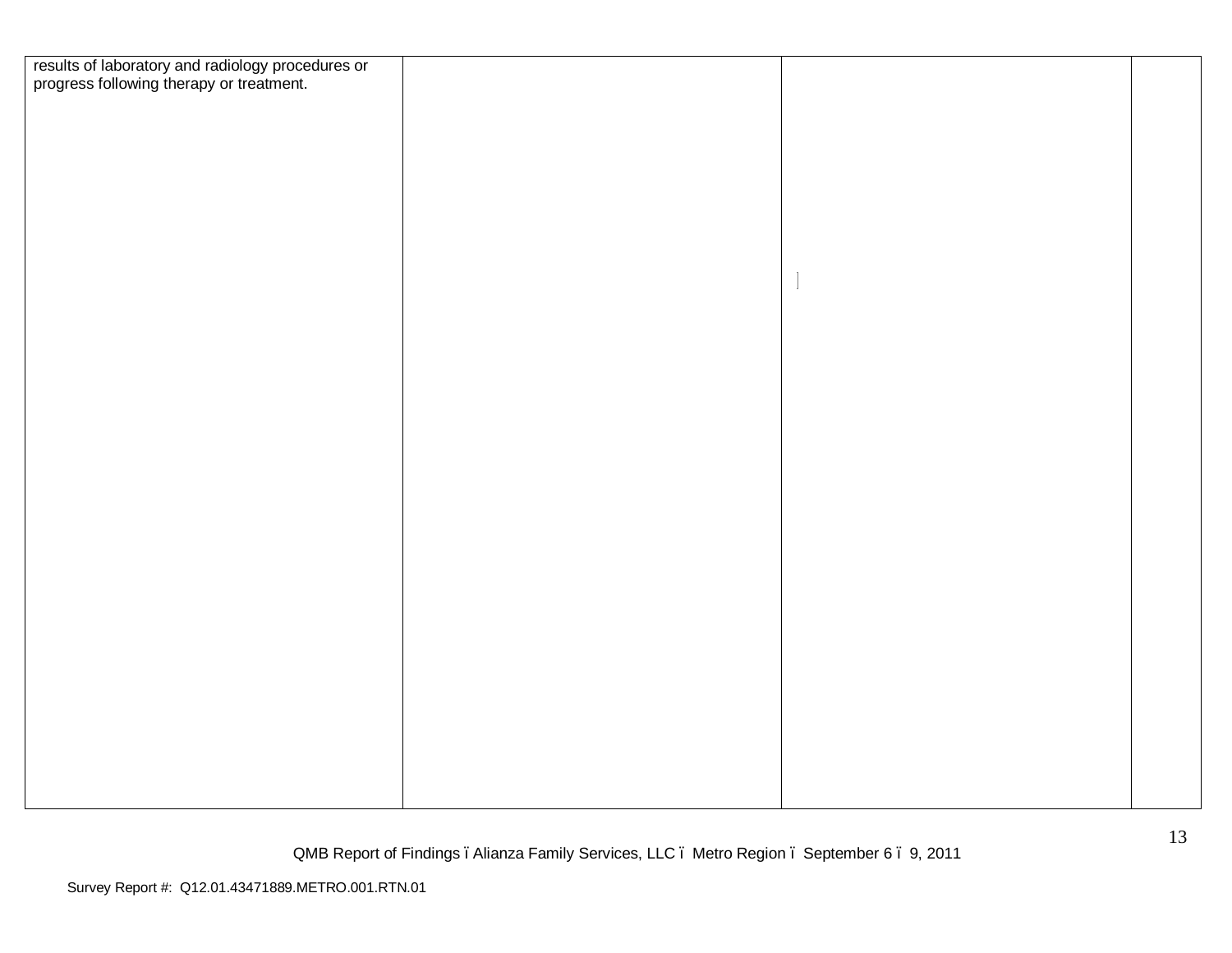| | | | |
|---|---|---|---|
| results of laboratory and radiology procedures or progress following therapy or treatment. | | | |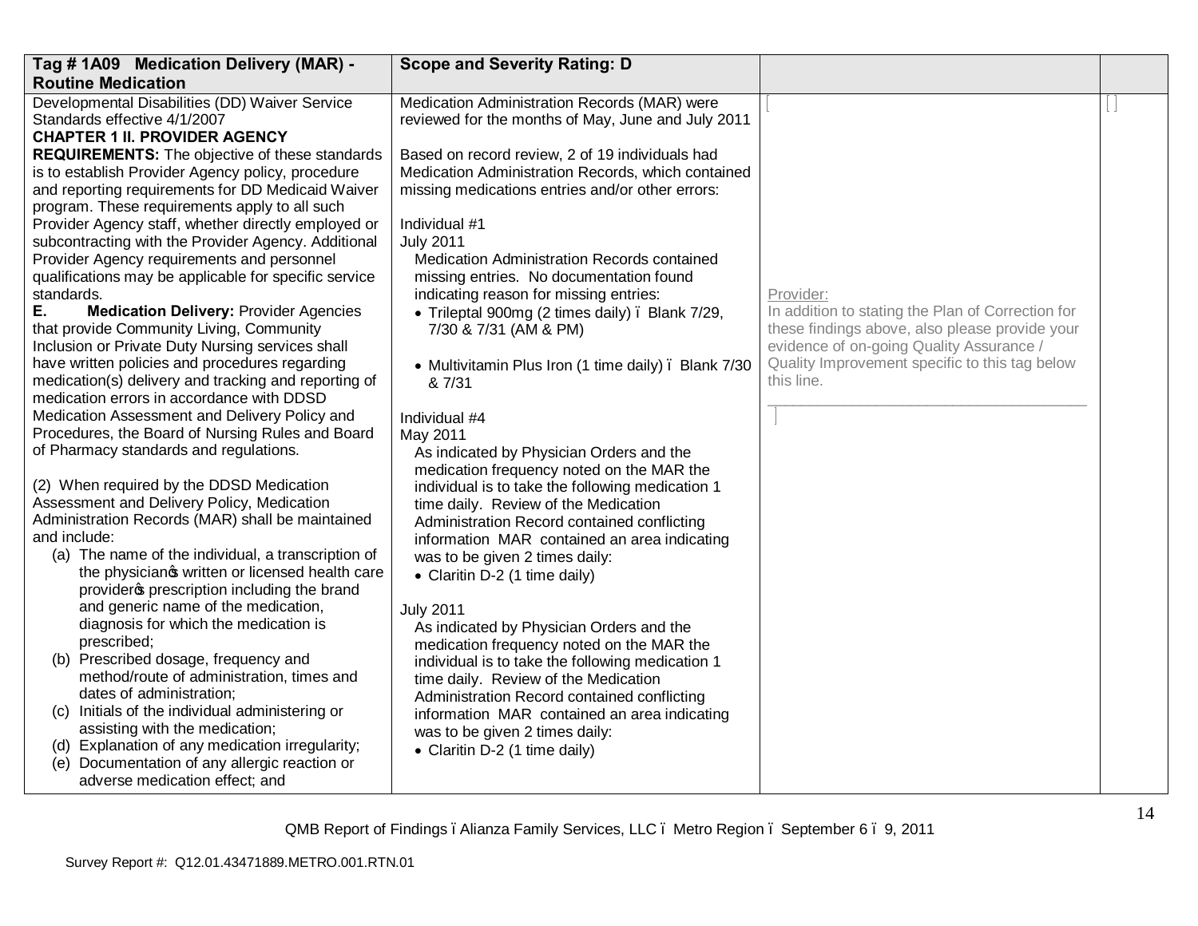| Tag # 1A09 Medication Delivery (MAR) - Routine Medication | Scope and Severity Rating: D | | |
|---|---|---|---|
| Developmental Disabilities (DD) Waiver Service Standards effective 4/1/2007<br>**CHAPTER 1 II. PROVIDER AGENCY REQUIREMENTS:** The objective of these standards is to establish Provider Agency policy, procedure and reporting requirements for DD Medicaid Waiver program. These requirements apply to all such Provider Agency staff, whether directly employed or subcontracting with the Provider Agency. Additional Provider Agency requirements and personnel qualifications may be applicable for specific service standards.<br>**E. Medication Delivery:** Provider Agencies that provide Community Living, Community Inclusion or Private Duty Nursing services shall have written policies and procedures regarding medication(s) delivery and tracking and reporting of medication errors in accordance with DDSD Medication Assessment and Delivery Policy and Procedures, the Board of Nursing Rules and Board of Pharmacy standards and regulations.<br><br>(2) When required by the DDSD Medication Assessment and Delivery Policy, Medication Administration Records (MAR) shall be maintained and include:<br>(a) The name of the individual, a transcription of the physician's written or licensed health care provider's prescription including the brand and generic name of the medication, diagnosis for which the medication is prescribed;<br>(b) Prescribed dosage, frequency and method/route of administration, times and dates of administration;<br>(c) Initials of the individual administering or assisting with the medication;<br>(d) Explanation of any medication irregularity;<br>(e) Documentation of any allergic reaction or adverse medication effect; and | Medication Administration Records (MAR) were reviewed for the months of May, June and July 2011<br><br>Based on record review, 2 of 19 individuals had Medication Administration Records, which contained missing medications entries and/or other errors:<br><br>Individual #1<br>July 2011<br>Medication Administration Records contained missing entries. No documentation found indicating reason for missing entries:<br>• Trileptal 900mg (2 times daily) – Blank 7/29, 7/30 & 7/31 (AM & PM)<br><br>• Multivitamin Plus Iron (1 time daily) – Blank 7/30 & 7/31<br><br>Individual #4<br>May 2011<br>As indicated by Physician Orders and the medication frequency noted on the MAR the individual is to take the following medication 1 time daily. Review of the Medication Administration Record contained conflicting information MAR contained an area indicating was to be given 2 times daily:<br>• Claritin D-2 (1 time daily)<br><br>July 2011<br>As indicated by Physician Orders and the medication frequency noted on the MAR the individual is to take the following medication 1 time daily. Review of the Medication Administration Record contained conflicting information MAR contained an area indicating was to be given 2 times daily:<br>• Claritin D-2 (1 time daily) | Provider:<br>In addition to stating the Plan of Correction for these findings above, also please provide your evidence of on-going Quality Assurance / Quality Improvement specific to this tag below this line.<br>________________________________________ | |

QMB Report of Findings – Alianza Family Services, LLC – Metro Region – September 6 – 9, 2011

Survey Report #: Q12.01.43471889.METRO.001.RTN.01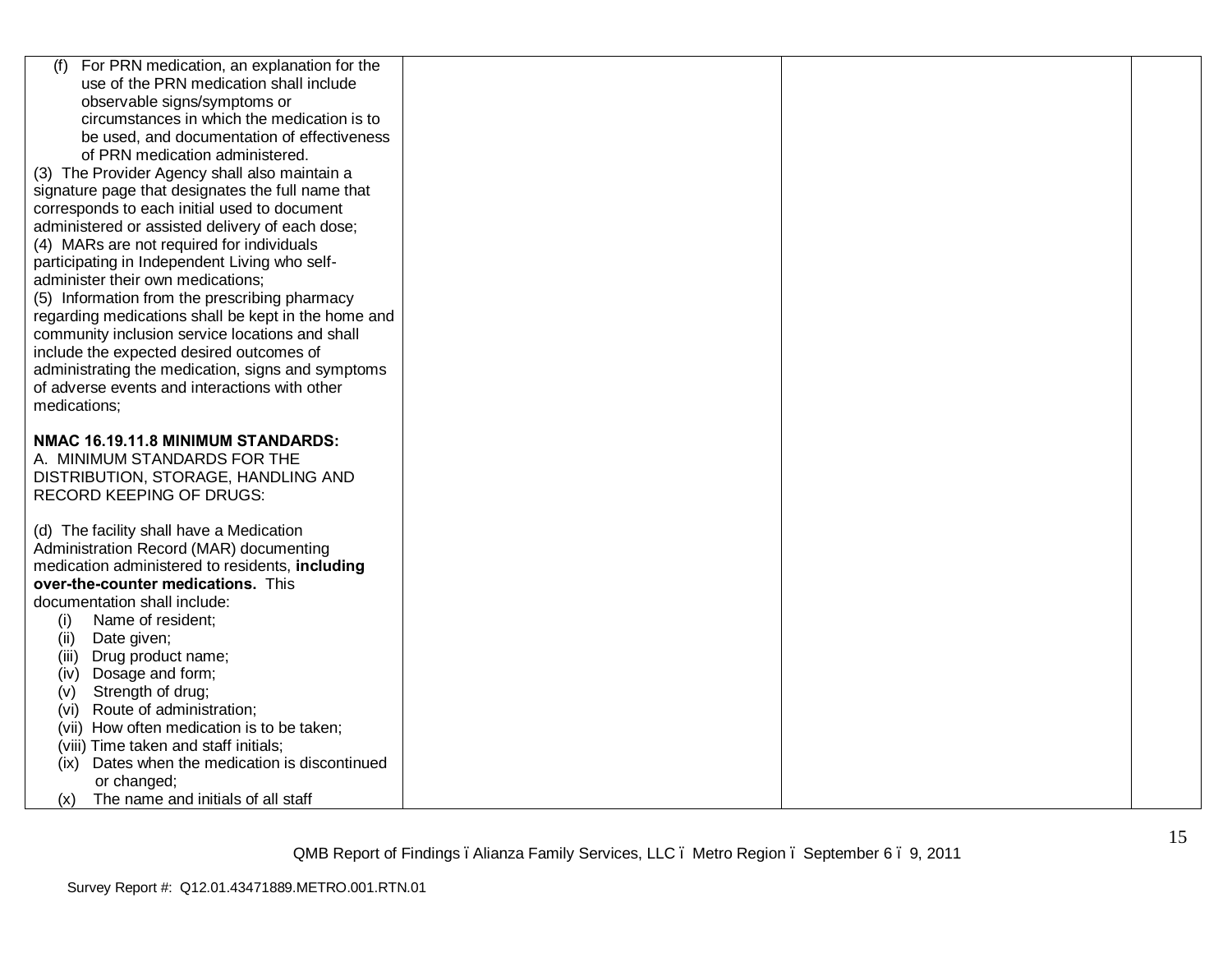| | | | |
|---|---|---|---|
| (f) For PRN medication, an explanation for the use of the PRN medication shall include observable signs/symptoms or circumstances in which the medication is to be used, and documentation of effectiveness of PRN medication administered.<br>(3) The Provider Agency shall also maintain a signature page that designates the full name that corresponds to each initial used to document administered or assisted delivery of each dose;<br>(4) MARs are not required for individuals participating in Independent Living who self-administer their own medications;<br>(5) Information from the prescribing pharmacy regarding medications shall be kept in the home and community inclusion service locations and shall include the expected desired outcomes of administrating the medication, signs and symptoms of adverse events and interactions with other medications;<br><br>**NMAC 16.19.11.8 MINIMUM STANDARDS:**<br>A. MINIMUM STANDARDS FOR THE DISTRIBUTION, STORAGE, HANDLING AND RECORD KEEPING OF DRUGS:<br><br>(d) The facility shall have a Medication Administration Record (MAR) documenting medication administered to residents, **including over-the-counter medications.** This documentation shall include:<br>(i) Name of resident;<br>(ii) Date given;<br>(iii) Drug product name;<br>(iv) Dosage and form;<br>(v) Strength of drug;<br>(vi) Route of administration;<br>(vii) How often medication is to be taken;<br>(viii) Time taken and staff initials;<br>(ix) Dates when the medication is discontinued or changed;<br>(x) The name and initials of all staff | | | |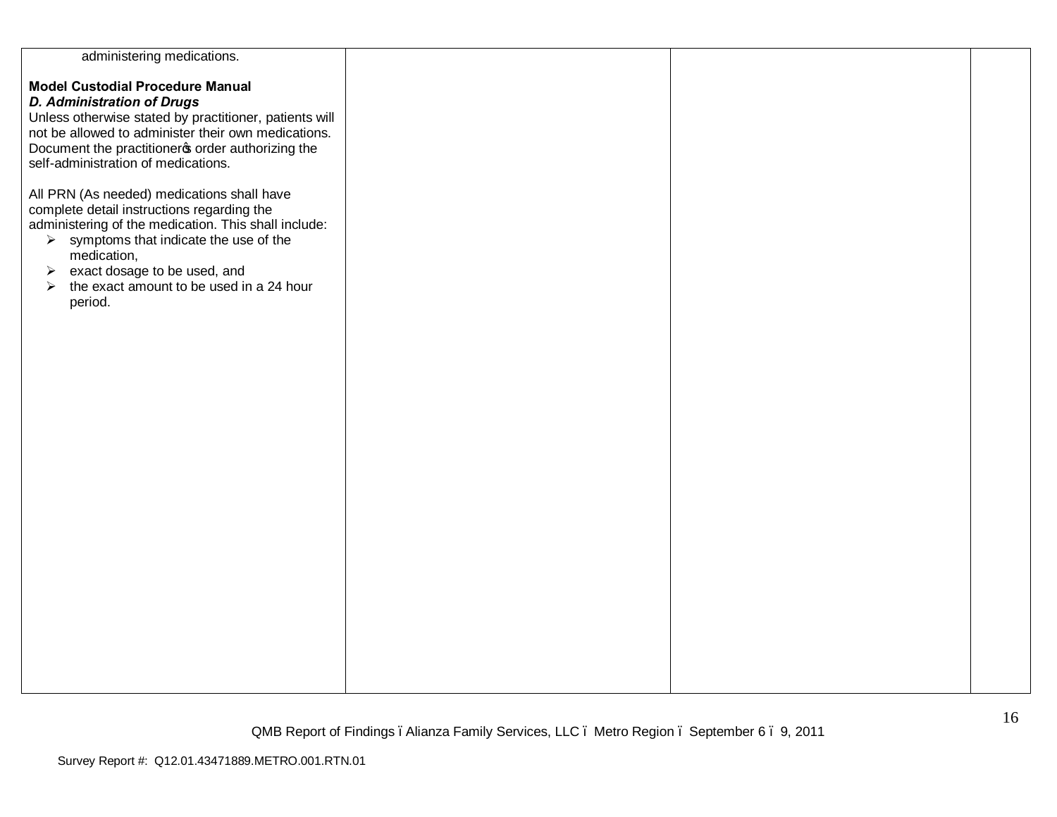| | | | |
|---|---|---|---|
| administering medications.<br><br>**Model Custodial Procedure Manual**<br>***D. Administration of Drugs***<br>Unless otherwise stated by practitioner, patients will not be allowed to administer their own medications. Document the practitioner's order authorizing the self-administration of medications.<br><br>All PRN (As needed) medications shall have complete detail instructions regarding the administering of the medication. This shall include:<br>➢ symptoms that indicate the use of the medication,<br>➢ exact dosage to be used, and<br>➢ the exact amount to be used in a 24 hour period. | | | |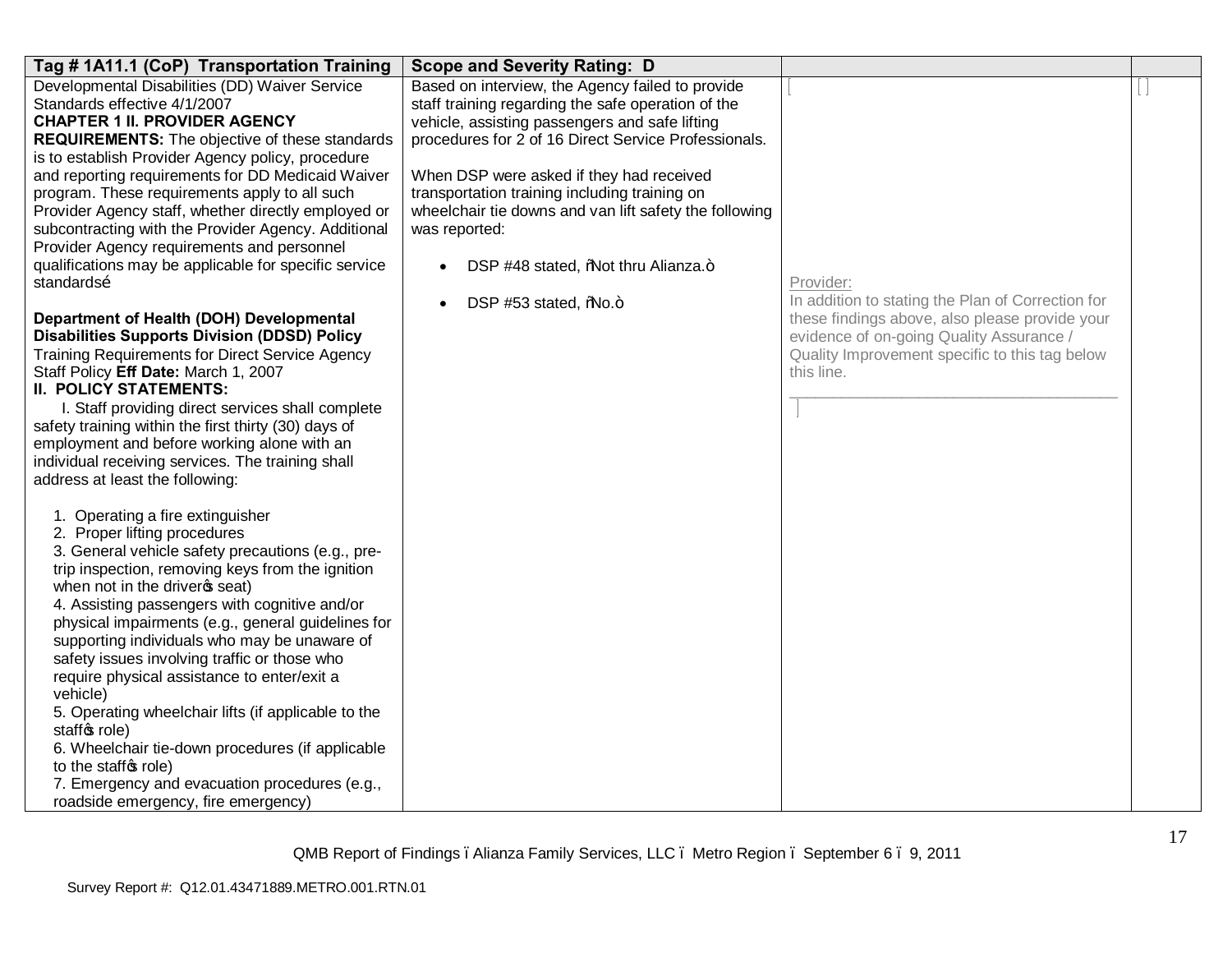| Tag # 1A11.1 (CoP) Transportation Training | Scope and Severity Rating: D | | |
|---|---|---|---|
| Developmental Disabilities (DD) Waiver Service Standards effective 4/1/2007<br>**CHAPTER 1 II. PROVIDER AGENCY REQUIREMENTS:** The objective of these standards is to establish Provider Agency policy, procedure and reporting requirements for DD Medicaid Waiver program. These requirements apply to all such Provider Agency staff, whether directly employed or subcontracting with the Provider Agency. Additional Provider Agency requirements and personnel qualifications may be applicable for specific service standards…<br><br>**Department of Health (DOH) Developmental Disabilities Supports Division (DDSD) Policy** Training Requirements for Direct Service Agency Staff Policy **Eff Date:** March 1, 2007<br>**II. POLICY STATEMENTS:**<br>I. Staff providing direct services shall complete safety training within the first thirty (30) days of employment and before working alone with an individual receiving services. The training shall address at least the following:<br><br>1. Operating a fire extinguisher<br>2. Proper lifting procedures<br>3. General vehicle safety precautions (e.g., pre-trip inspection, removing keys from the ignition when not in the driver's seat)<br>4. Assisting passengers with cognitive and/or physical impairments (e.g., general guidelines for supporting individuals who may be unaware of safety issues involving traffic or those who require physical assistance to enter/exit a vehicle)<br>5. Operating wheelchair lifts (if applicable to the staff's role)<br>6. Wheelchair tie-down procedures (if applicable to the staff's role)<br>7. Emergency and evacuation procedures (e.g., roadside emergency, fire emergency) | Based on interview, the Agency failed to provide staff training regarding the safe operation of the vehicle, assisting passengers and safe lifting procedures for 2 of 16 Direct Service Professionals.<br><br>When DSP were asked if they had received transportation training including training on wheelchair tie downs and van lift safety the following was reported:<br><br>• DSP #48 stated, "Not thru Alianza."<br><br>• DSP #53 stated, "No." | [<br><br>Provider:<br>In addition to stating the Plan of Correction for these findings above, also please provide your evidence of on-going Quality Assurance / Quality Improvement specific to this tag below this line.<br>______________________________________<br>] | [ ] |

QMB Report of Findings – Alianza Family Services, LLC – Metro Region – September 6 – 9, 2011

Survey Report #: Q12.01.43471889.METRO.001.RTN.01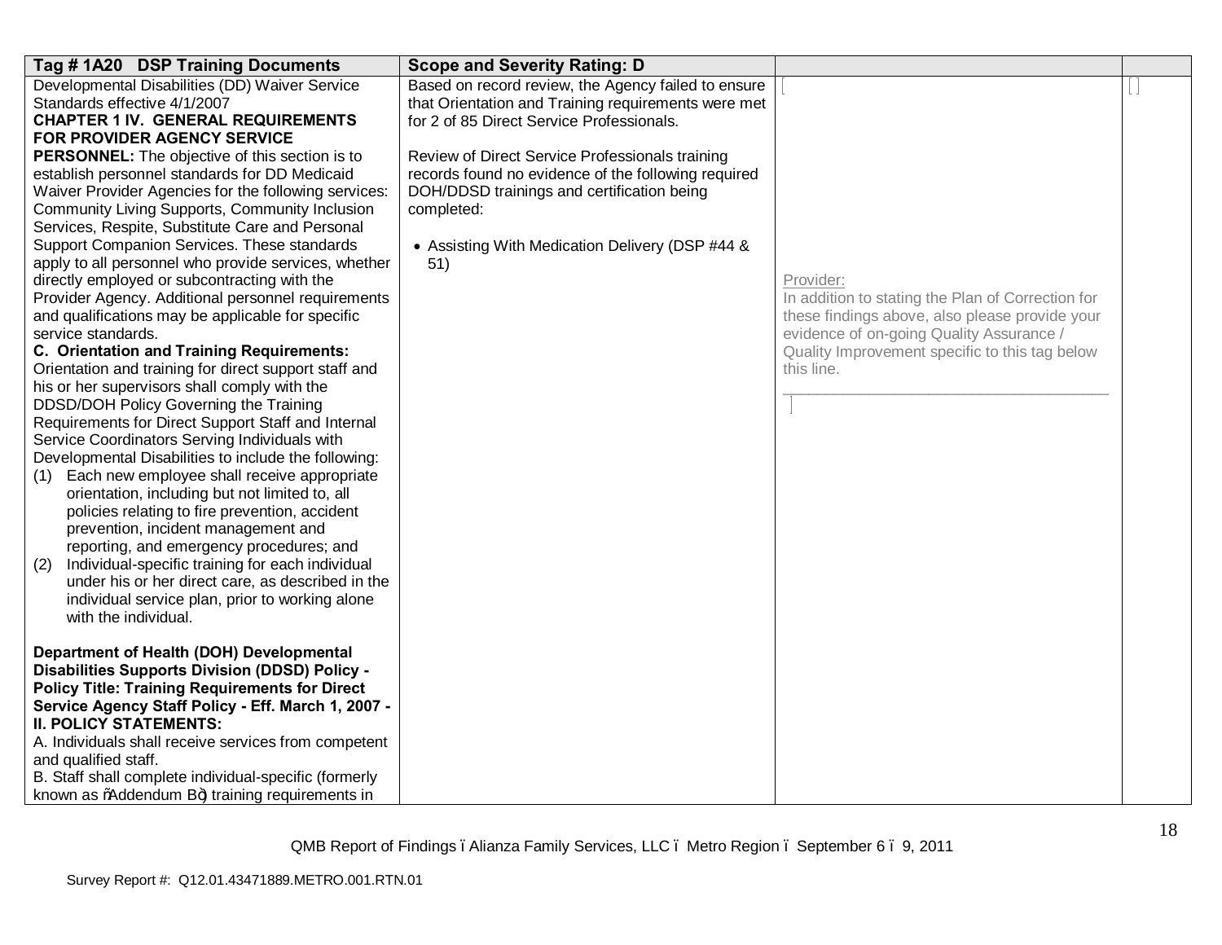| Tag # 1A20 DSP Training Documents | Scope and Severity Rating: D | | |
|---|---|---|---|
| Developmental Disabilities (DD) Waiver Service Standards effective 4/1/2007<br>**CHAPTER 1 IV. GENERAL REQUIREMENTS FOR PROVIDER AGENCY SERVICE PERSONNEL:** The objective of this section is to establish personnel standards for DD Medicaid Waiver Provider Agencies for the following services: Community Living Supports, Community Inclusion Services, Respite, Substitute Care and Personal Support Companion Services. These standards apply to all personnel who provide services, whether directly employed or subcontracting with the Provider Agency. Additional personnel requirements and qualifications may be applicable for specific service standards.<br>**C. Orientation and Training Requirements:** Orientation and training for direct support staff and his or her supervisors shall comply with the DDSD/DOH Policy Governing the Training Requirements for Direct Support Staff and Internal Service Coordinators Serving Individuals with Developmental Disabilities to include the following:<br>(1) Each new employee shall receive appropriate orientation, including but not limited to, all policies relating to fire prevention, accident prevention, incident management and reporting, and emergency procedures; and<br>(2) Individual-specific training for each individual under his or her direct care, as described in the individual service plan, prior to working alone with the individual.<br><br>**Department of Health (DOH) Developmental Disabilities Supports Division (DDSD) Policy - Policy Title: Training Requirements for Direct Service Agency Staff Policy - Eff. March 1, 2007 - II. POLICY STATEMENTS:**<br>A. Individuals shall receive services from competent and qualified staff.<br>B. Staff shall complete individual-specific (formerly known as "Addendum B") training requirements in | Based on record review, the Agency failed to ensure that Orientation and Training requirements were met for 2 of 85 Direct Service Professionals.<br><br>Review of Direct Service Professionals training records found no evidence of the following required DOH/DDSD trainings and certification being completed:<br><br>• Assisting With Medication Delivery (DSP #44 & 51) | [<br><br>Provider:<br>In addition to stating the Plan of Correction for these findings above, also please provide your evidence of on-going Quality Assurance / Quality Improvement specific to this tag below this line.<br>\_\_\_\_\_\_\_\_\_\_\_\_\_\_\_\_\_\_\_\_\_\_\_\_\_\_\_\_\_\_\_\_\_\_\_\_\_\_<br>] | [ ] |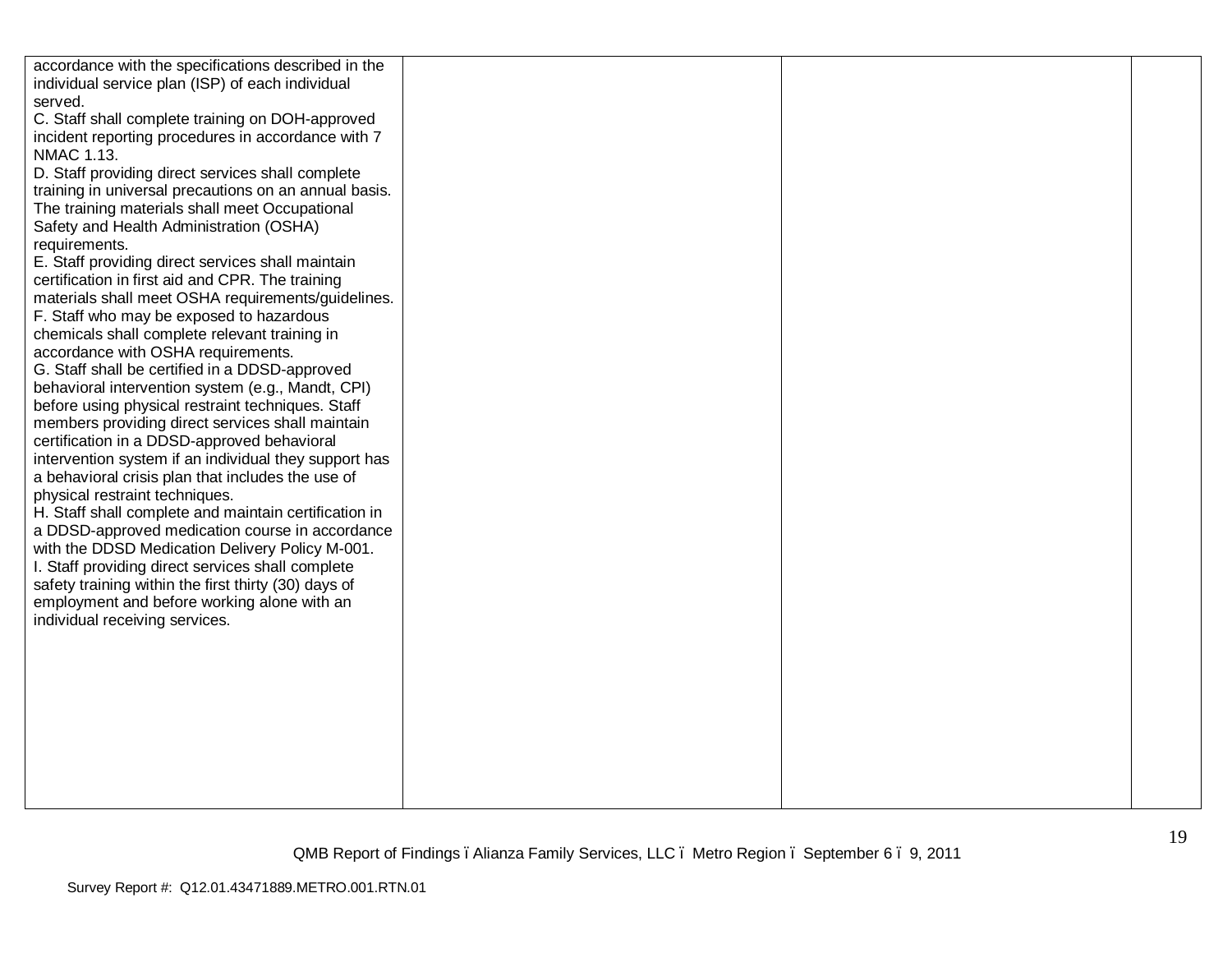| | | | |
|---|---|---|---|
| accordance with the specifications described in the individual service plan (ISP) of each individual served.<br>C. Staff shall complete training on DOH-approved incident reporting procedures in accordance with 7 NMAC 1.13.<br>D. Staff providing direct services shall complete training in universal precautions on an annual basis. The training materials shall meet Occupational Safety and Health Administration (OSHA) requirements.<br>E. Staff providing direct services shall maintain certification in first aid and CPR. The training materials shall meet OSHA requirements/guidelines.<br>F. Staff who may be exposed to hazardous chemicals shall complete relevant training in accordance with OSHA requirements.<br>G. Staff shall be certified in a DDSD-approved behavioral intervention system (e.g., Mandt, CPI) before using physical restraint techniques. Staff members providing direct services shall maintain certification in a DDSD-approved behavioral intervention system if an individual they support has a behavioral crisis plan that includes the use of physical restraint techniques.<br>H. Staff shall complete and maintain certification in a DDSD-approved medication course in accordance with the DDSD Medication Delivery Policy M-001.<br>I. Staff providing direct services shall complete safety training within the first thirty (30) days of employment and before working alone with an individual receiving services. | | | |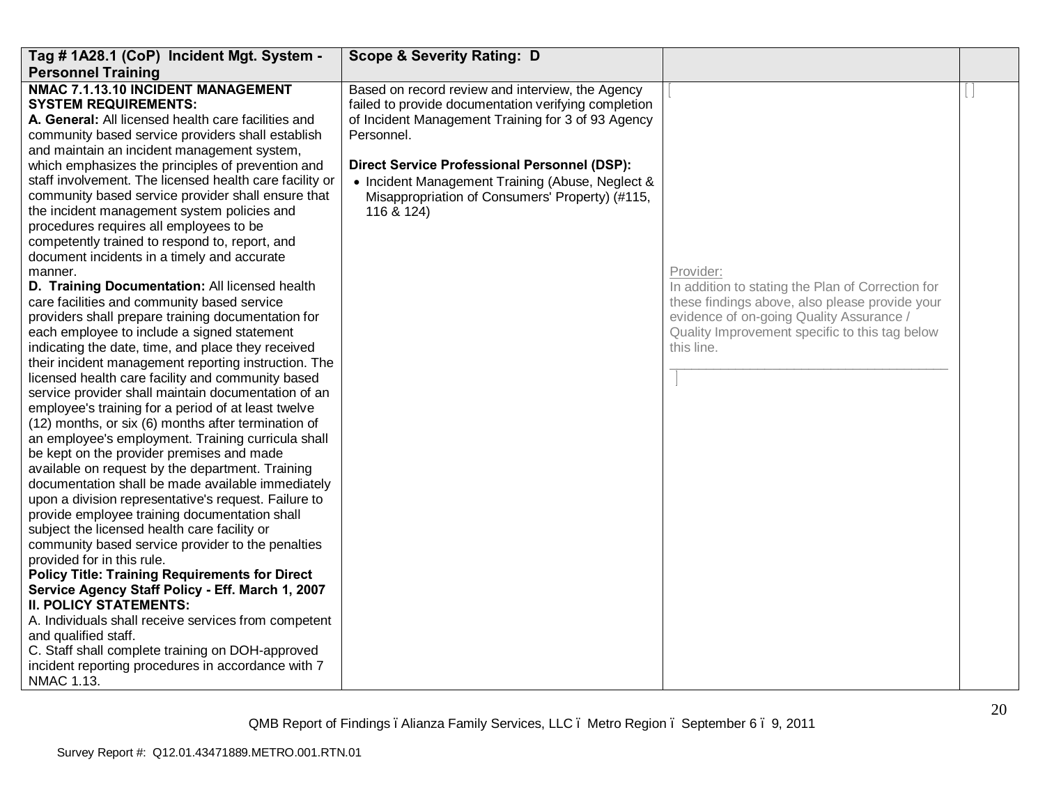| Tag # 1A28.1 (CoP) Incident Mgt. System - Personnel Training | Scope & Severity Rating: D | | |
|---|---|---|---|
| **NMAC 7.1.13.10 INCIDENT MANAGEMENT SYSTEM REQUIREMENTS:**<br>**A. General:** All licensed health care facilities and community based service providers shall establish and maintain an incident management system, which emphasizes the principles of prevention and staff involvement. The licensed health care facility or community based service provider shall ensure that the incident management system policies and procedures requires all employees to be competently trained to respond to, report, and document incidents in a timely and accurate manner.<br>**D. Training Documentation:** All licensed health care facilities and community based service providers shall prepare training documentation for each employee to include a signed statement indicating the date, time, and place they received their incident management reporting instruction. The licensed health care facility and community based service provider shall maintain documentation of an employee's training for a period of at least twelve (12) months, or six (6) months after termination of an employee's employment. Training curricula shall be kept on the provider premises and made available on request by the department. Training documentation shall be made available immediately upon a division representative's request. Failure to provide employee training documentation shall subject the licensed health care facility or community based service provider to the penalties provided for in this rule.<br>**Policy Title: Training Requirements for Direct Service Agency Staff Policy - Eff. March 1, 2007**<br>**II. POLICY STATEMENTS:**<br>A. Individuals shall receive services from competent and qualified staff.<br>C. Staff shall complete training on DOH-approved incident reporting procedures in accordance with 7 NMAC 1.13. | Based on record review and interview, the Agency failed to provide documentation verifying completion of Incident Management Training for 3 of 93 Agency Personnel.<br><br>**Direct Service Professional Personnel (DSP):**<br>• Incident Management Training (Abuse, Neglect & Misappropriation of Consumers' Property) (#115, 116 & 124) | Provider:<br>In addition to stating the Plan of Correction for these findings above, also please provide your evidence of on-going Quality Assurance / Quality Improvement specific to this tag below this line.<br>______________________________________ | |

QMB Report of Findings – Alianza Family Services, LLC – Metro Region – September 6 – 9, 2011

Survey Report #: Q12.01.43471889.METRO.001.RTN.01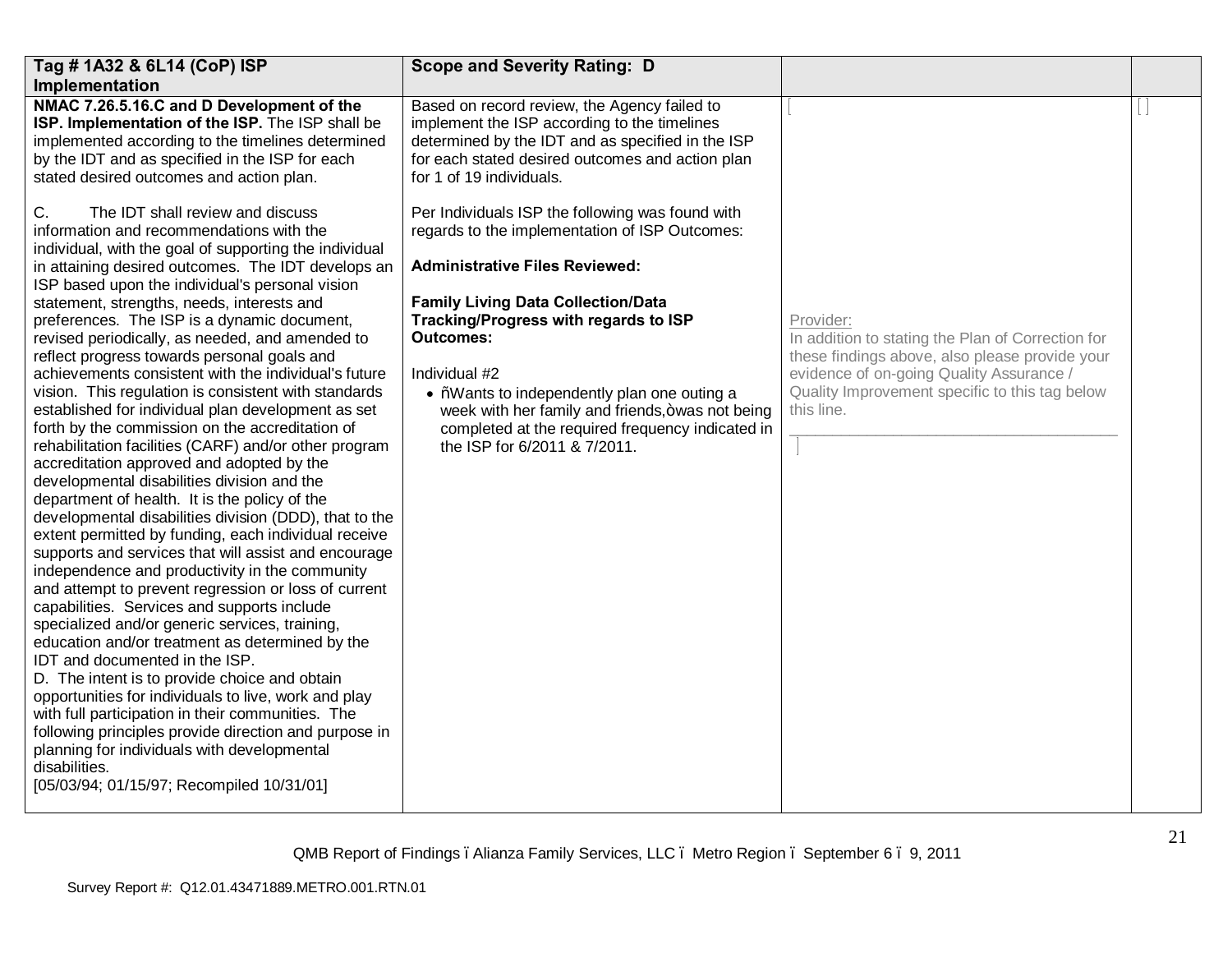| Tag # 1A32 & 6L14 (CoP) ISP Implementation | Scope and Severity Rating: D | | |
|---|---|---|---|
| **NMAC 7.26.5.16.C and D Development of the ISP. Implementation of the ISP.** The ISP shall be implemented according to the timelines determined by the IDT and as specified in the ISP for each stated desired outcomes and action plan.<br><br>C. The IDT shall review and discuss information and recommendations with the individual, with the goal of supporting the individual in attaining desired outcomes. The IDT develops an ISP based upon the individual's personal vision statement, strengths, needs, interests and preferences. The ISP is a dynamic document, revised periodically, as needed, and amended to reflect progress towards personal goals and achievements consistent with the individual's future vision. This regulation is consistent with standards established for individual plan development as set forth by the commission on the accreditation of rehabilitation facilities (CARF) and/or other program accreditation approved and adopted by the developmental disabilities division and the department of health. It is the policy of the developmental disabilities division (DDD), that to the extent permitted by funding, each individual receive supports and services that will assist and encourage independence and productivity in the community and attempt to prevent regression or loss of current capabilities. Services and supports include specialized and/or generic services, training, education and/or treatment as determined by the IDT and documented in the ISP.<br>D. The intent is to provide choice and obtain opportunities for individuals to live, work and play with full participation in their communities. The following principles provide direction and purpose in planning for individuals with developmental disabilities.<br>[05/03/94; 01/15/97; Recompiled 10/31/01] | Based on record review, the Agency failed to implement the ISP according to the timelines determined by the IDT and as specified in the ISP for each stated desired outcomes and action plan for 1 of 19 individuals.<br><br>Per Individuals ISP the following was found with regards to the implementation of ISP Outcomes:<br><br>**Administrative Files Reviewed:**<br><br>**Family Living Data Collection/Data Tracking/Progress with regards to ISP Outcomes:**<br><br>Individual #2<br>• "Wants to independently plan one outing a week with her family and friends," was not being completed at the required frequency indicated in the ISP for 6/2011 & 7/2011. | Provider:<br>In addition to stating the Plan of Correction for these findings above, also please provide your evidence of on-going Quality Assurance / Quality Improvement specific to this tag below this line.<br>___________________________________ | |

QMB Report of Findings – Alianza Family Services, LLC – Metro Region – September 6 – 9, 2011

Survey Report #: Q12.01.43471889.METRO.001.RTN.01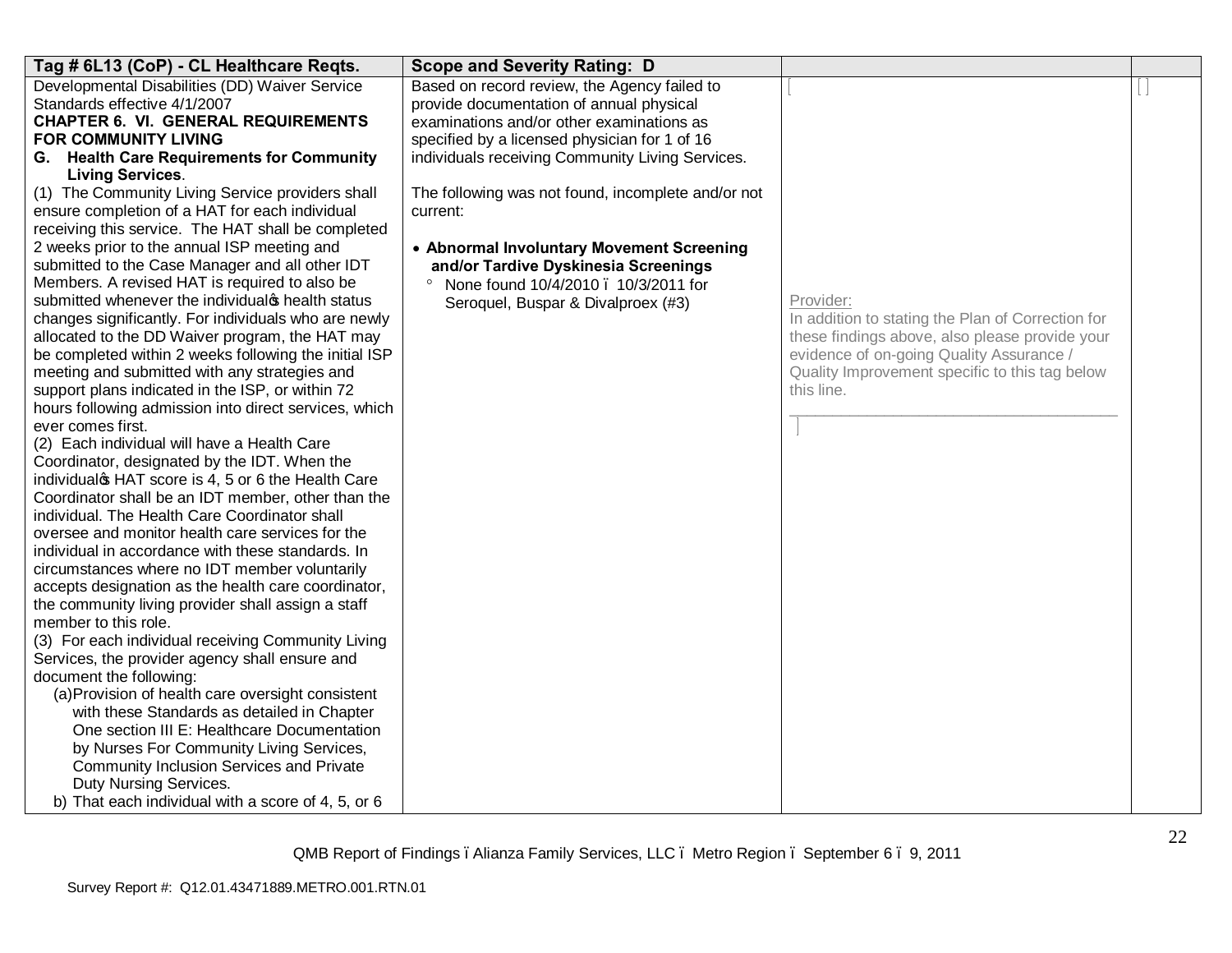| Tag # 6L13 (CoP) - CL Healthcare Reqts. | Scope and Severity Rating: D | | |
|---|---|---|---|
| Developmental Disabilities (DD) Waiver Service Standards effective 4/1/2007<br>**CHAPTER 6. VI. GENERAL REQUIREMENTS FOR COMMUNITY LIVING**<br>**G. Health Care Requirements for Community Living Services**.<br>(1) The Community Living Service providers shall ensure completion of a HAT for each individual receiving this service. The HAT shall be completed 2 weeks prior to the annual ISP meeting and submitted to the Case Manager and all other IDT Members. A revised HAT is required to also be submitted whenever the individual's health status changes significantly. For individuals who are newly allocated to the DD Waiver program, the HAT may be completed within 2 weeks following the initial ISP meeting and submitted with any strategies and support plans indicated in the ISP, or within 72 hours following admission into direct services, which ever comes first.<br>(2) Each individual will have a Health Care Coordinator, designated by the IDT. When the individual's HAT score is 4, 5 or 6 the Health Care Coordinator shall be an IDT member, other than the individual. The Health Care Coordinator shall oversee and monitor health care services for the individual in accordance with these standards. In circumstances where no IDT member voluntarily accepts designation as the health care coordinator, the community living provider shall assign a staff member to this role.<br>(3) For each individual receiving Community Living Services, the provider agency shall ensure and document the following:<br>(a) Provision of health care oversight consistent with these Standards as detailed in Chapter One section III E: Healthcare Documentation by Nurses For Community Living Services, Community Inclusion Services and Private Duty Nursing Services.<br>b) That each individual with a score of 4, 5, or 6 | Based on record review, the Agency failed to provide documentation of annual physical examinations and/or other examinations as specified by a licensed physician for 1 of 16 individuals receiving Community Living Services.<br><br>The following was not found, incomplete and/or not current:<br><br>• **Abnormal Involuntary Movement Screening and/or Tardive Dyskinesia Screenings**<br>° None found 10/4/2010 – 10/3/2011 for Seroquel, Buspar & Divalproex (#3) | [<br><br>Provider:<br>In addition to stating the Plan of Correction for these findings above, also please provide your evidence of on-going Quality Assurance / Quality Improvement specific to this tag below this line.<br>_______________________________________<br>] | [ ] |

QMB Report of Findings – Alianza Family Services, LLC – Metro Region – September 6 – 9, 2011

Survey Report #: Q12.01.43471889.METRO.001.RTN.01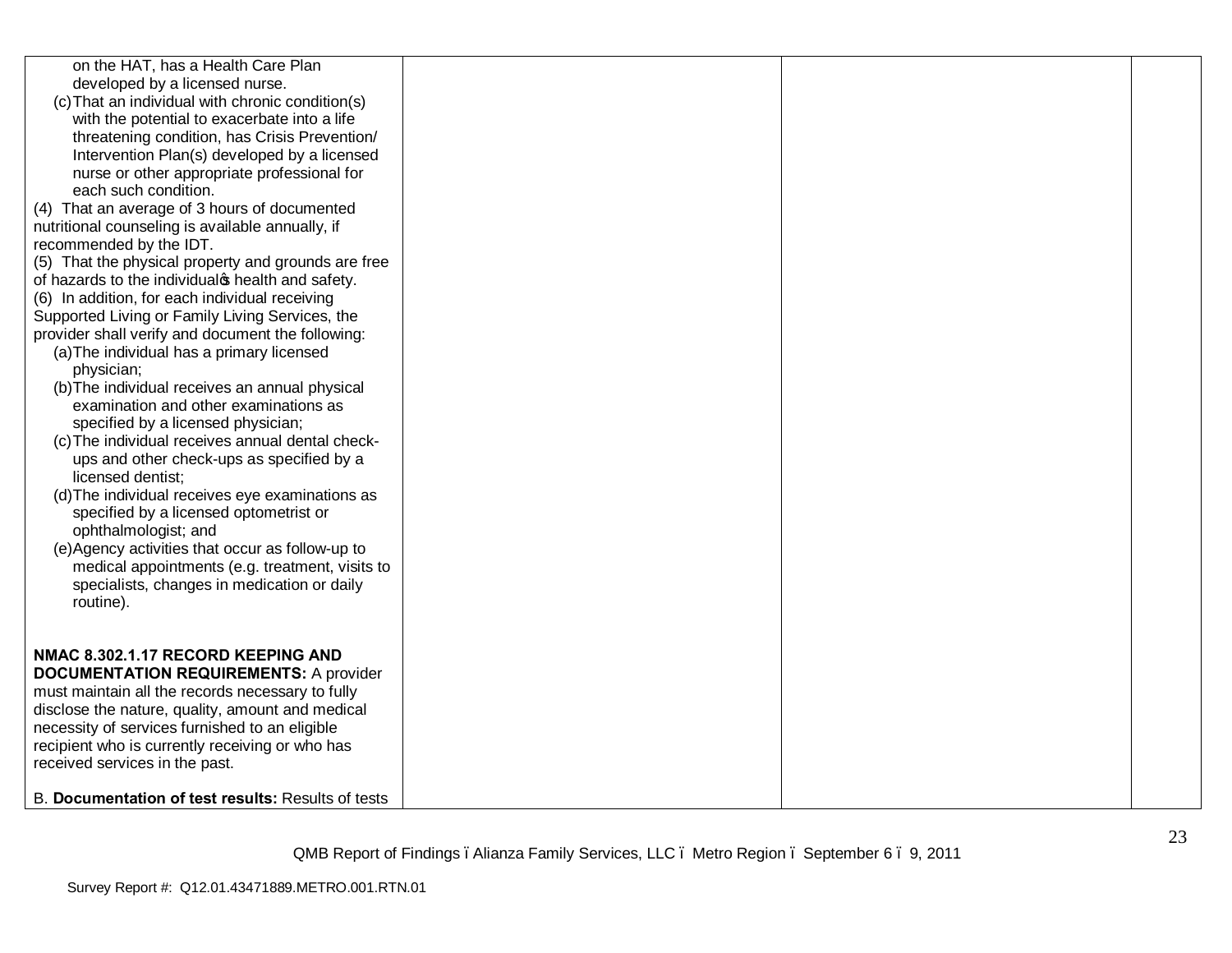| | | | |
|---|---|---|---|
| on the HAT, has a Health Care Plan developed by a licensed nurse.<br>(c) That an individual with chronic condition(s) with the potential to exacerbate into a life threatening condition, has Crisis Prevention/ Intervention Plan(s) developed by a licensed nurse or other appropriate professional for each such condition.<br>(4) That an average of 3 hours of documented nutritional counseling is available annually, if recommended by the IDT.<br>(5) That the physical property and grounds are free of hazards to the individual's health and safety.<br>(6) In addition, for each individual receiving Supported Living or Family Living Services, the provider shall verify and document the following:<br>(a) The individual has a primary licensed physician;<br>(b) The individual receives an annual physical examination and other examinations as specified by a licensed physician;<br>(c) The individual receives annual dental check-ups and other check-ups as specified by a licensed dentist;<br>(d) The individual receives eye examinations as specified by a licensed optometrist or ophthalmologist; and<br>(e) Agency activities that occur as follow-up to medical appointments (e.g. treatment, visits to specialists, changes in medication or daily routine).<br><br>**NMAC 8.302.1.17 RECORD KEEPING AND DOCUMENTATION REQUIREMENTS:** A provider must maintain all the records necessary to fully disclose the nature, quality, amount and medical necessity of services furnished to an eligible recipient who is currently receiving or who has received services in the past.<br><br>B. **Documentation of test results:** Results of tests | | | |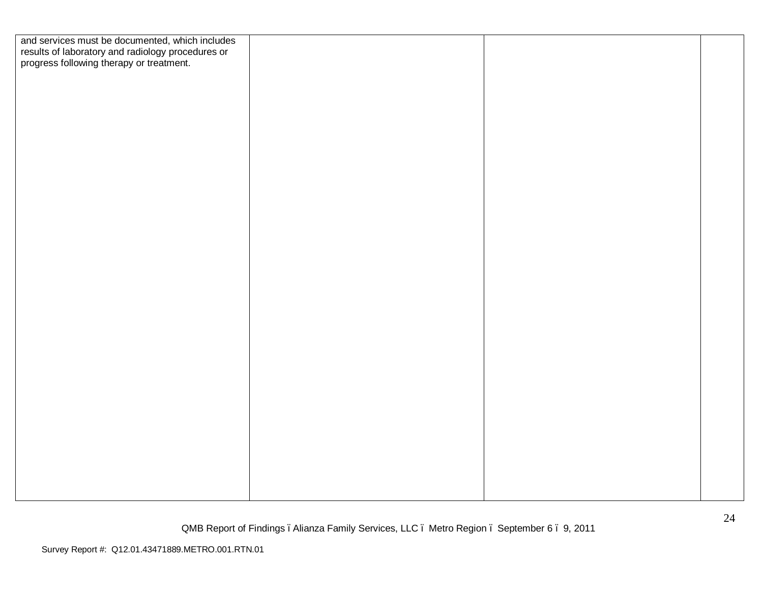| | | | |
|---|---|---|---|
| and services must be documented, which includes results of laboratory and radiology procedures or progress following therapy or treatment. | | | |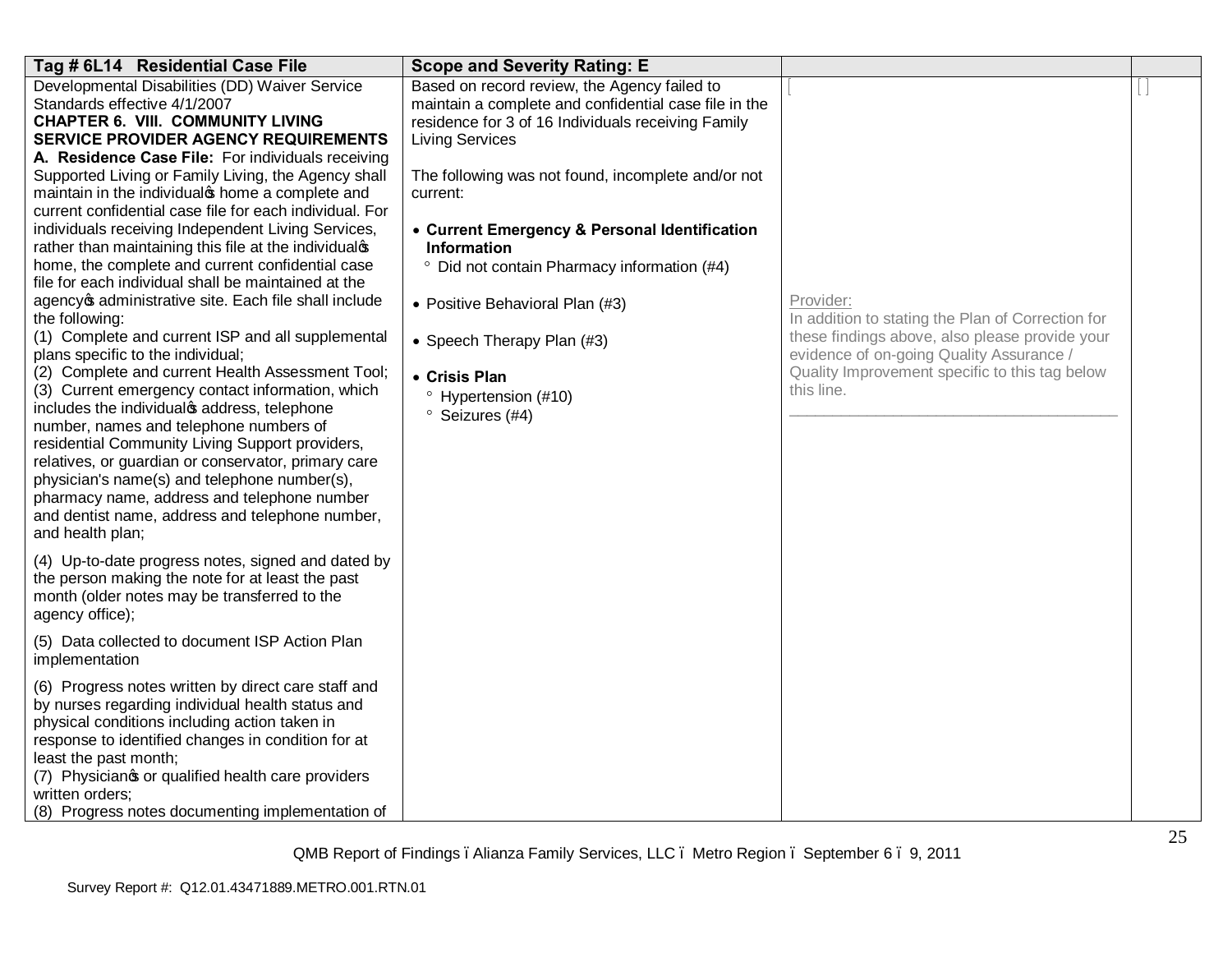| Tag # 6L14 Residential Case File | Scope and Severity Rating: E | | |
|---|---|---|---|
| Developmental Disabilities (DD) Waiver Service Standards effective 4/1/2007<br>**CHAPTER 6. VIII. COMMUNITY LIVING SERVICE PROVIDER AGENCY REQUIREMENTS**<br>**A. Residence Case File:** For individuals receiving Supported Living or Family Living, the Agency shall maintain in the individual's home a complete and current confidential case file for each individual. For individuals receiving Independent Living Services, rather than maintaining this file at the individual's home, the complete and current confidential case file for each individual shall be maintained at the agency's administrative site. Each file shall include the following:<br>(1) Complete and current ISP and all supplemental plans specific to the individual;<br>(2) Complete and current Health Assessment Tool;<br>(3) Current emergency contact information, which includes the individual's address, telephone number, names and telephone numbers of residential Community Living Support providers, relatives, or guardian or conservator, primary care physician's name(s) and telephone number(s), pharmacy name, address and telephone number and dentist name, address and telephone number, and health plan;<br><br>(4) Up-to-date progress notes, signed and dated by the person making the note for at least the past month (older notes may be transferred to the agency office);<br><br>(5) Data collected to document ISP Action Plan implementation<br><br>(6) Progress notes written by direct care staff and by nurses regarding individual health status and physical conditions including action taken in response to identified changes in condition for at least the past month;<br>(7) Physician's or qualified health care providers written orders;<br>(8) Progress notes documenting implementation of | Based on record review, the Agency failed to maintain a complete and confidential case file in the residence for 3 of 16 Individuals receiving Family Living Services<br><br>The following was not found, incomplete and/or not current:<br><br>• **Current Emergency & Personal Identification Information**<br>° Did not contain Pharmacy information (#4)<br><br>• Positive Behavioral Plan (#3)<br><br>• Speech Therapy Plan (#3)<br><br>• **Crisis Plan**<br>° Hypertension (#10)<br>° Seizures (#4) | [<br><br>Provider:<br>In addition to stating the Plan of Correction for these findings above, also please provide your evidence of on-going Quality Assurance / Quality Improvement specific to this tag below this line.<br>\_\_\_\_\_\_\_\_\_\_\_\_\_\_\_\_\_\_\_\_\_\_\_\_\_\_\_\_\_\_\_\_\_\_\_\_\_\_\_ | [ ] |

QMB Report of Findings – Alianza Family Services, LLC – Metro Region – September 6 – 9, 2011

Survey Report #: Q12.01.43471889.METRO.001.RTN.01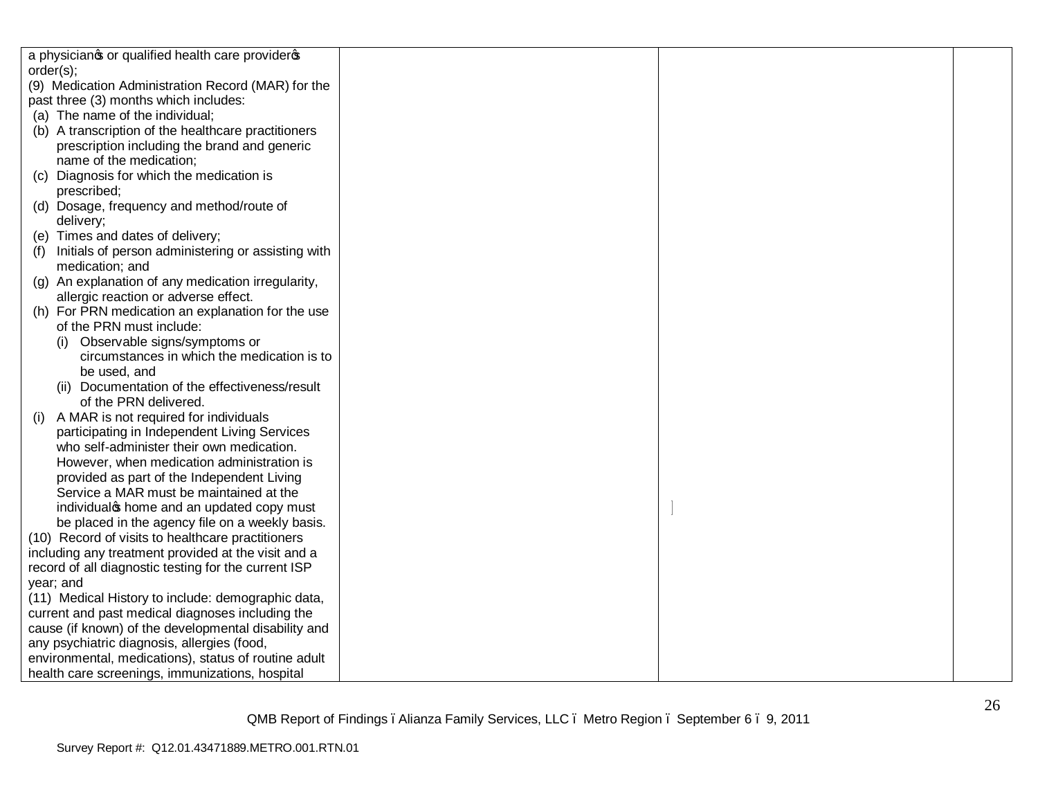| | | | |
|---|---|---|---|
| a physician's or qualified health care provider's order(s);<br>(9) Medication Administration Record (MAR) for the past three (3) months which includes:<br>(a) The name of the individual;<br>(b) A transcription of the healthcare practitioners prescription including the brand and generic name of the medication;<br>(c) Diagnosis for which the medication is prescribed;<br>(d) Dosage, frequency and method/route of delivery;<br>(e) Times and dates of delivery;<br>(f) Initials of person administering or assisting with medication; and<br>(g) An explanation of any medication irregularity, allergic reaction or adverse effect.<br>(h) For PRN medication an explanation for the use of the PRN must include:<br>(i) Observable signs/symptoms or circumstances in which the medication is to be used, and<br>(ii) Documentation of the effectiveness/result of the PRN delivered.<br>(i) A MAR is not required for individuals participating in Independent Living Services who self-administer their own medication. However, when medication administration is provided as part of the Independent Living Service a MAR must be maintained at the individual's home and an updated copy must be placed in the agency file on a weekly basis.<br>(10) Record of visits to healthcare practitioners including any treatment provided at the visit and a record of all diagnostic testing for the current ISP year; and<br>(11) Medical History to include: demographic data, current and past medical diagnoses including the cause (if known) of the developmental disability and any psychiatric diagnosis, allergies (food, environmental, medications), status of routine adult health care screenings, immunizations, hospital | | | |

QMB Report of Findings – Alianza Family Services, LLC – Metro Region – September 6 – 9, 2011

Survey Report #: Q12.01.43471889.METRO.001.RTN.01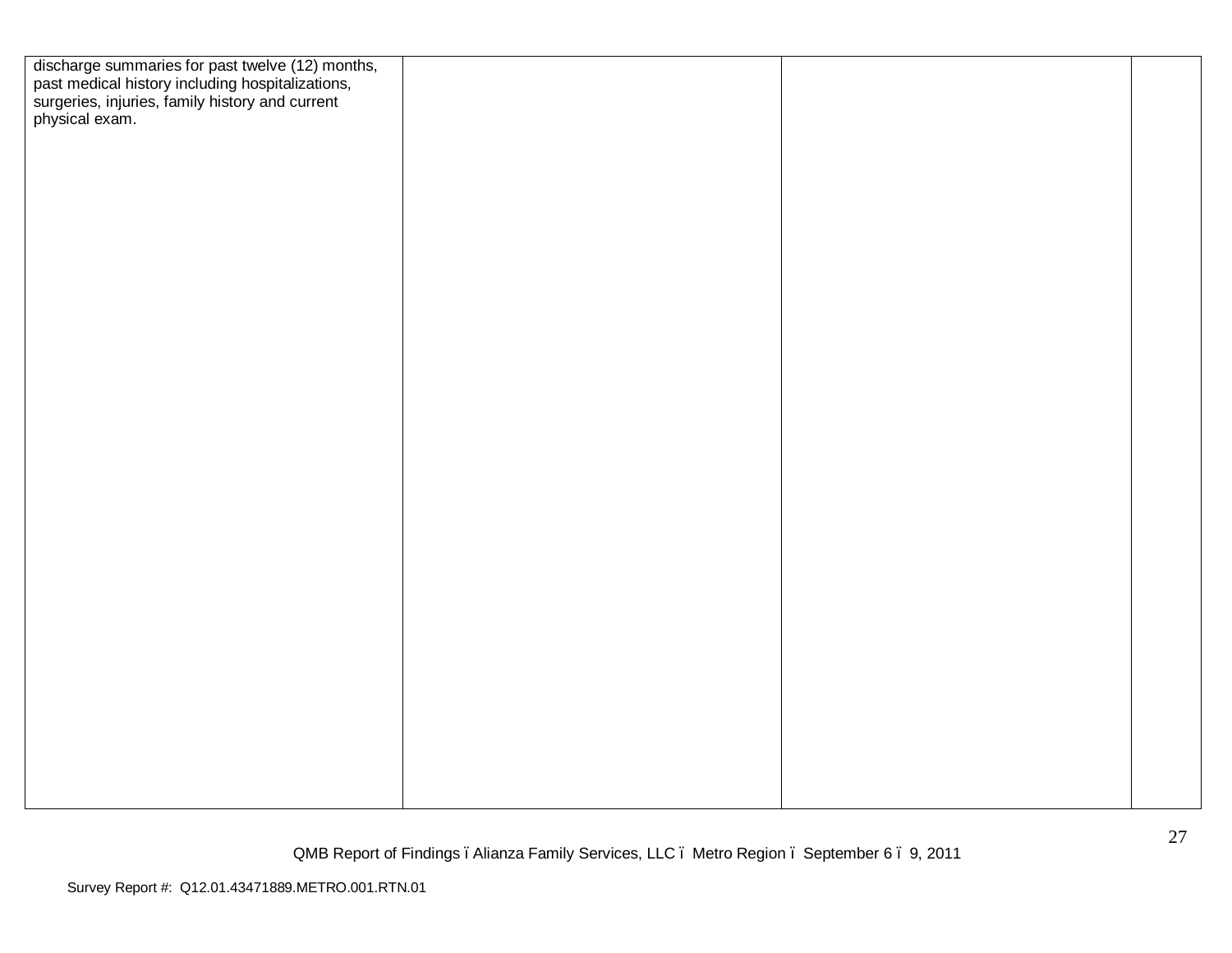| | | | |
|---|---|---|---|
| discharge summaries for past twelve (12) months, past medical history including hospitalizations, surgeries, injuries, family history and current physical exam. | | | |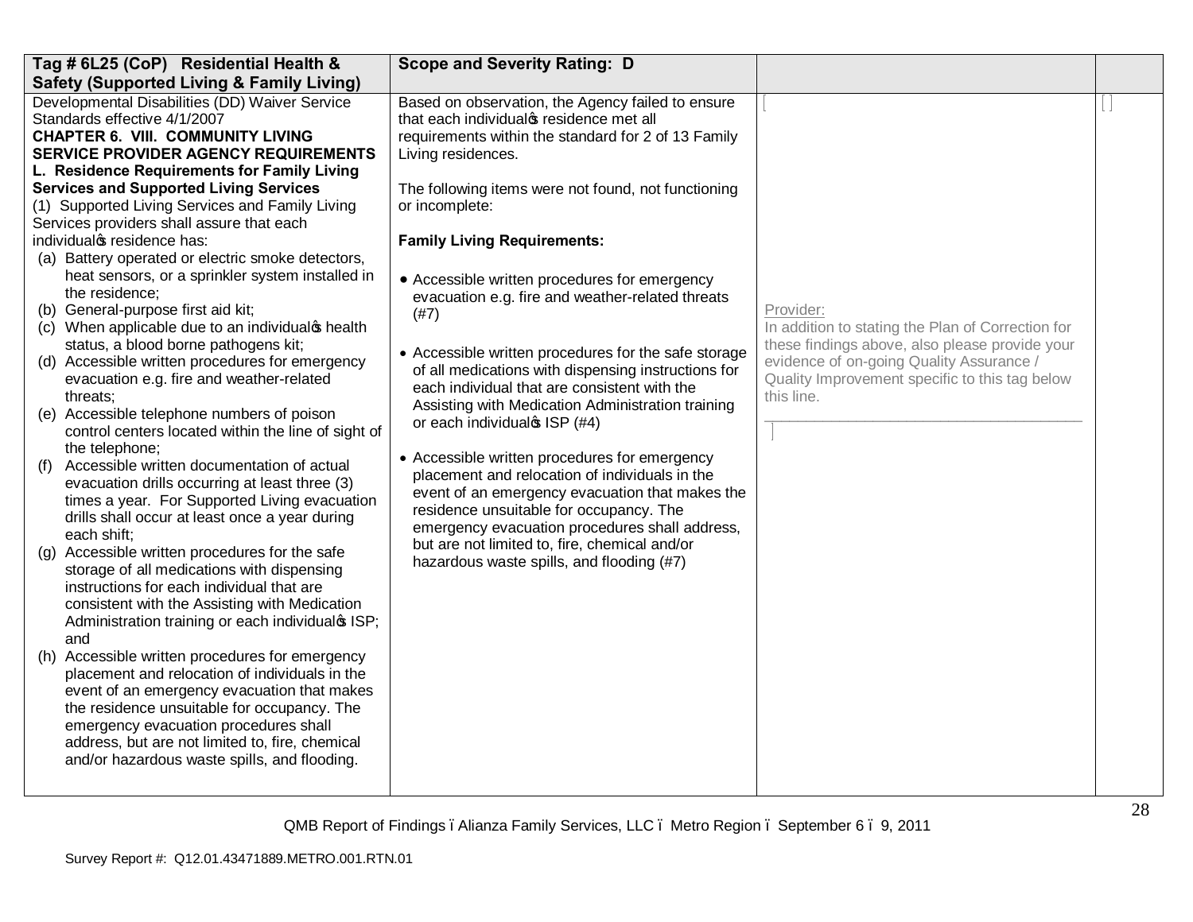| Tag # 6L25 (CoP) Residential Health & Safety (Supported Living & Family Living) | Scope and Severity Rating: D | | |
|---|---|---|---|
| Developmental Disabilities (DD) Waiver Service Standards effective 4/1/2007<br>**CHAPTER 6. VIII. COMMUNITY LIVING SERVICE PROVIDER AGENCY REQUIREMENTS**<br>**L. Residence Requirements for Family Living Services and Supported Living Services**<br>(1) Supported Living Services and Family Living Services providers shall assure that each individual's residence has:<br>(a) Battery operated or electric smoke detectors, heat sensors, or a sprinkler system installed in the residence;<br>(b) General-purpose first aid kit;<br>(c) When applicable due to an individual's health status, a blood borne pathogens kit;<br>(d) Accessible written procedures for emergency evacuation e.g. fire and weather-related threats;<br>(e) Accessible telephone numbers of poison control centers located within the line of sight of the telephone;<br>(f) Accessible written documentation of actual evacuation drills occurring at least three (3) times a year. For Supported Living evacuation drills shall occur at least once a year during each shift;<br>(g) Accessible written procedures for the safe storage of all medications with dispensing instructions for each individual that are consistent with the Assisting with Medication Administration training or each individual's ISP; and<br>(h) Accessible written procedures for emergency placement and relocation of individuals in the event of an emergency evacuation that makes the residence unsuitable for occupancy. The emergency evacuation procedures shall address, but are not limited to, fire, chemical and/or hazardous waste spills, and flooding. | Based on observation, the Agency failed to ensure that each individual's residence met all requirements within the standard for 2 of 13 Family Living residences.<br><br>The following items were not found, not functioning or incomplete:<br><br>**Family Living Requirements:**<br><br>• Accessible written procedures for emergency evacuation e.g. fire and weather-related threats (#7)<br><br>• Accessible written procedures for the safe storage of all medications with dispensing instructions for each individual that are consistent with the Assisting with Medication Administration training or each individual's ISP (#4)<br><br>• Accessible written procedures for emergency placement and relocation of individuals in the event of an emergency evacuation that makes the residence unsuitable for occupancy. The emergency evacuation procedures shall address, but are not limited to, fire, chemical and/or hazardous waste spills, and flooding (#7) | Provider:<br>In addition to stating the Plan of Correction for these findings above, also please provide your evidence of on-going Quality Assurance / Quality Improvement specific to this tag below this line.<br>______________________________ | |

QMB Report of Findings – Alianza Family Services, LLC – Metro Region – September 6 – 9, 2011

Survey Report #: Q12.01.43471889.METRO.001.RTN.01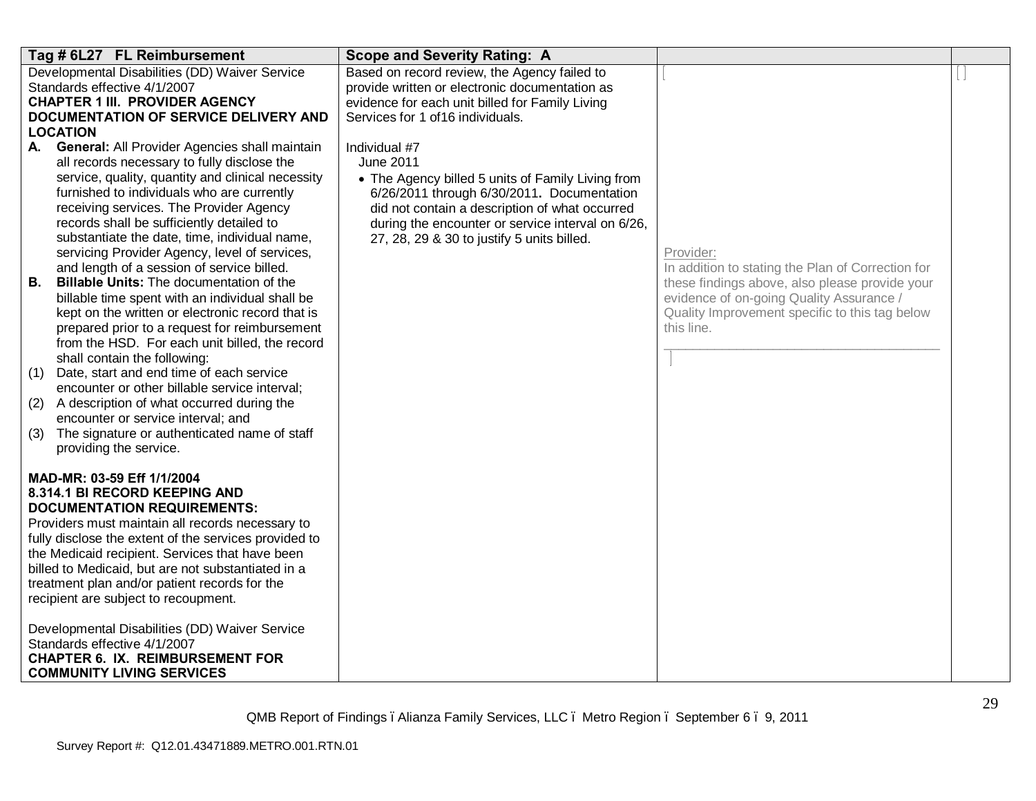| Tag # 6L27 FL Reimbursement | Scope and Severity Rating: A | | |
|---|---|---|---|
| Developmental Disabilities (DD) Waiver Service Standards effective 4/1/2007<br>**CHAPTER 1 III. PROVIDER AGENCY DOCUMENTATION OF SERVICE DELIVERY AND LOCATION**<br>**A. General:** All Provider Agencies shall maintain all records necessary to fully disclose the service, quality, quantity and clinical necessity furnished to individuals who are currently receiving services. The Provider Agency records shall be sufficiently detailed to substantiate the date, time, individual name, servicing Provider Agency, level of services, and length of a session of service billed.<br>**B. Billable Units:** The documentation of the billable time spent with an individual shall be kept on the written or electronic record that is prepared prior to a request for reimbursement from the HSD. For each unit billed, the record shall contain the following:<br>(1) Date, start and end time of each service encounter or other billable service interval;<br>(2) A description of what occurred during the encounter or service interval; and<br>(3) The signature or authenticated name of staff providing the service.<br><br>**MAD-MR: 03-59 Eff 1/1/2004**<br>**8.314.1 BI RECORD KEEPING AND DOCUMENTATION REQUIREMENTS:**<br>Providers must maintain all records necessary to fully disclose the extent of the services provided to the Medicaid recipient. Services that have been billed to Medicaid, but are not substantiated in a treatment plan and/or patient records for the recipient are subject to recoupment.<br><br>Developmental Disabilities (DD) Waiver Service Standards effective 4/1/2007<br>**CHAPTER 6. IX. REIMBURSEMENT FOR COMMUNITY LIVING SERVICES** | Based on record review, the Agency failed to provide written or electronic documentation as evidence for each unit billed for Family Living Services for 1 of16 individuals.<br><br>Individual #7<br>June 2011<br>• The Agency billed 5 units of Family Living from 6/26/2011 through 6/30/2011. Documentation did not contain a description of what occurred during the encounter or service interval on 6/26, 27, 28, 29 & 30 to justify 5 units billed. | [<br><br>Provider:<br>In addition to stating the Plan of Correction for these findings above, also please provide your evidence of on-going Quality Assurance / Quality Improvement specific to this tag below this line.<br>______________________________________<br>] | [ ] |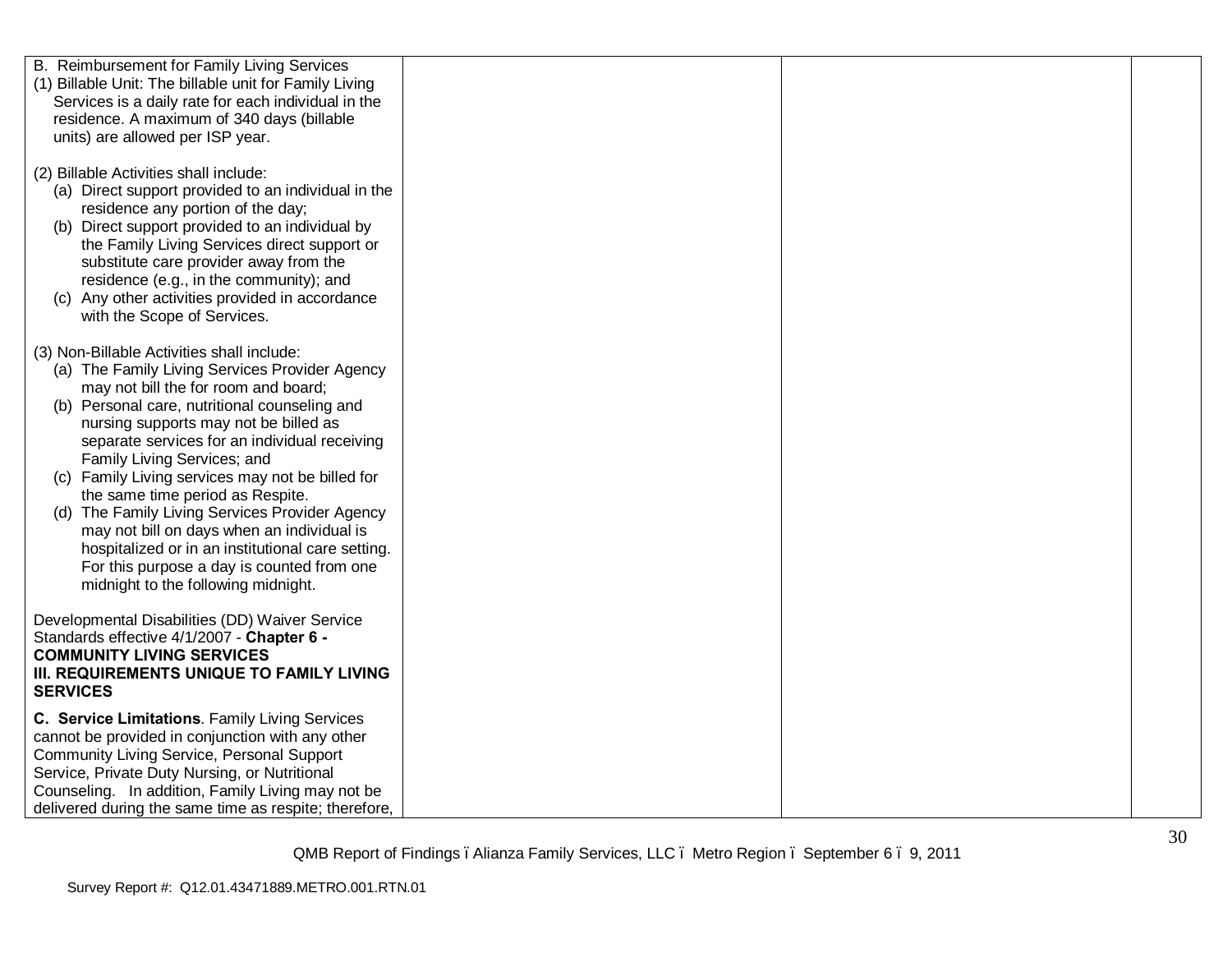| | | | |
|---|---|---|---|
| B. Reimbursement for Family Living Services<br>(1) Billable Unit: The billable unit for Family Living Services is a daily rate for each individual in the residence. A maximum of 340 days (billable units) are allowed per ISP year.<br><br>(2) Billable Activities shall include:<br>(a) Direct support provided to an individual in the residence any portion of the day;<br>(b) Direct support provided to an individual by the Family Living Services direct support or substitute care provider away from the residence (e.g., in the community); and<br>(c) Any other activities provided in accordance with the Scope of Services.<br><br>(3) Non-Billable Activities shall include:<br>(a) The Family Living Services Provider Agency may not bill the for room and board;<br>(b) Personal care, nutritional counseling and nursing supports may not be billed as separate services for an individual receiving Family Living Services; and<br>(c) Family Living services may not be billed for the same time period as Respite.<br>(d) The Family Living Services Provider Agency may not bill on days when an individual is hospitalized or in an institutional care setting. For this purpose a day is counted from one midnight to the following midnight.<br><br>Developmental Disabilities (DD) Waiver Service Standards effective 4/1/2007 - **Chapter 6 - COMMUNITY LIVING SERVICES III. REQUIREMENTS UNIQUE TO FAMILY LIVING SERVICES**<br><br>**C. Service Limitations**. Family Living Services cannot be provided in conjunction with any other Community Living Service, Personal Support Service, Private Duty Nursing, or Nutritional Counseling. In addition, Family Living may not be delivered during the same time as respite; therefore, | | | |

QMB Report of Findings – Alianza Family Services, LLC – Metro Region – September 6 – 9, 2011

Survey Report #: Q12.01.43471889.METRO.001.RTN.01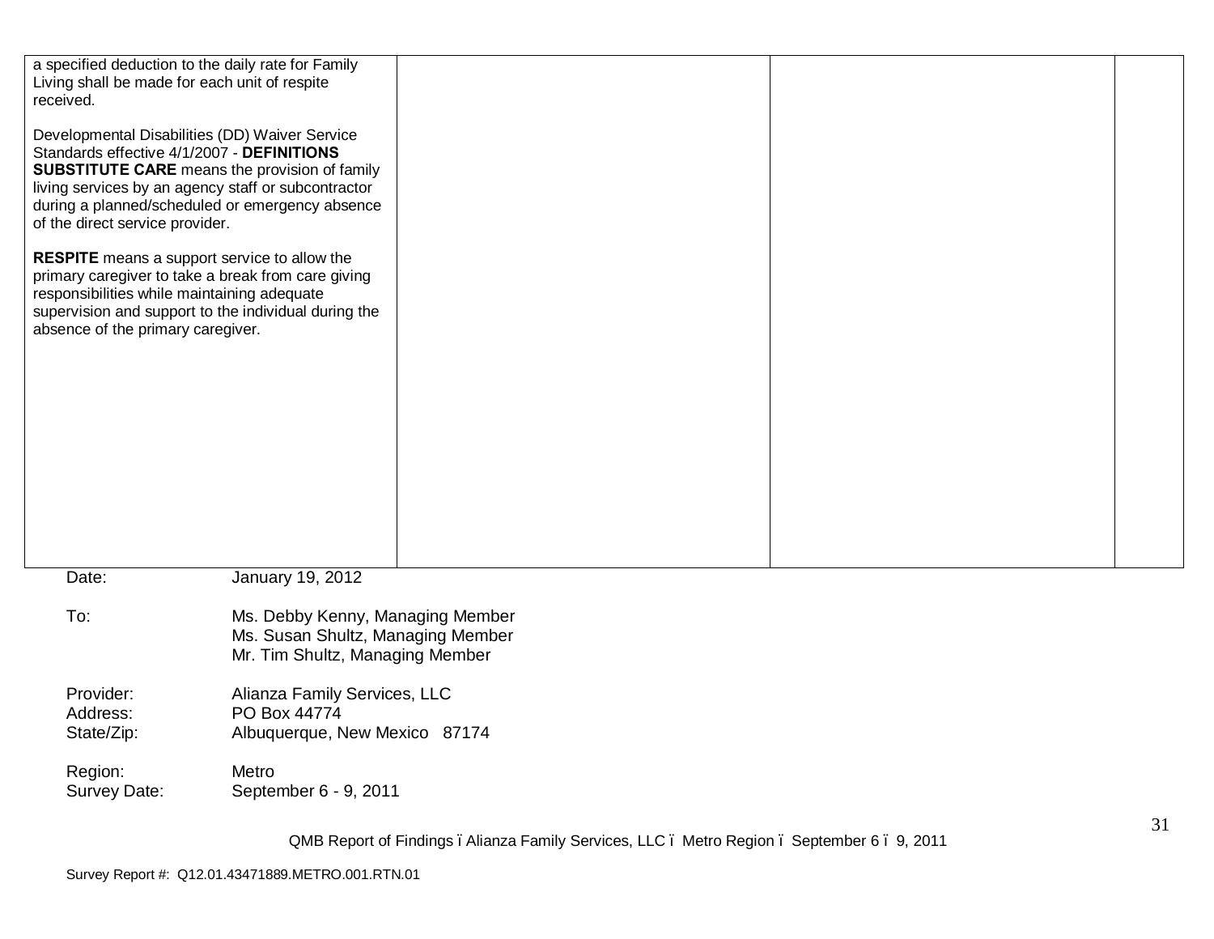| | | | |
|---|---|---|---|
| a specified deduction to the daily rate for Family Living shall be made for each unit of respite received.<br><br>Developmental Disabilities (DD) Waiver Service Standards effective 4/1/2007 - **DEFINITIONS SUBSTITUTE CARE** means the provision of family living services by an agency staff or subcontractor during a planned/scheduled or emergency absence of the direct service provider.<br><br>**RESPITE** means a support service to allow the primary caregiver to take a break from care giving responsibilities while maintaining adequate supervision and support to the individual during the absence of the primary caregiver. | | | |

Date: January 19, 2012

To: Ms. Debby Kenny, Managing Member
Ms. Susan Shultz, Managing Member
Mr. Tim Shultz, Managing Member

Provider: Alianza Family Services, LLC
Address: PO Box 44774
State/Zip: Albuquerque, New Mexico 87174

Region: Metro
Survey Date: September 6 - 9, 2011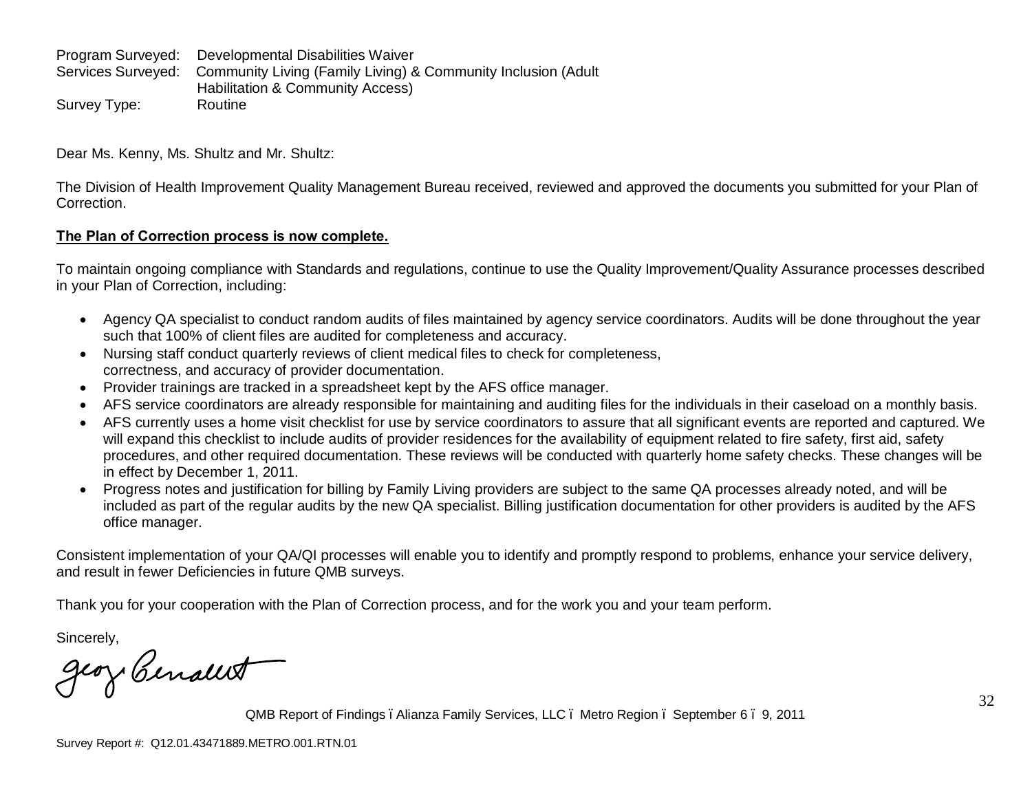Program Surveyed: Developmental Disabilities Waiver
Services Surveyed: Community Living (Family Living) & Community Inclusion (Adult Habilitation & Community Access)
Survey Type: Routine

Dear Ms. Kenny, Ms. Shultz and Mr. Shultz:

The Division of Health Improvement Quality Management Bureau received, reviewed and approved the documents you submitted for your Plan of Correction.

**The Plan of Correction process is now complete.**

To maintain ongoing compliance with Standards and regulations, continue to use the Quality Improvement/Quality Assurance processes described in your Plan of Correction, including:

- Agency QA specialist to conduct random audits of files maintained by agency service coordinators. Audits will be done throughout the year such that 100% of client files are audited for completeness and accuracy.
- Nursing staff conduct quarterly reviews of client medical files to check for completeness, correctness, and accuracy of provider documentation.
- Provider trainings are tracked in a spreadsheet kept by the AFS office manager.
- AFS service coordinators are already responsible for maintaining and auditing files for the individuals in their caseload on a monthly basis.
- AFS currently uses a home visit checklist for use by service coordinators to assure that all significant events are reported and captured. We will expand this checklist to include audits of provider residences for the availability of equipment related to fire safety, first aid, safety procedures, and other required documentation. These reviews will be conducted with quarterly home safety checks. These changes will be in effect by December 1, 2011.
- Progress notes and justification for billing by Family Living providers are subject to the same QA processes already noted, and will be included as part of the regular audits by the new QA specialist. Billing justification documentation for other providers is audited by the AFS office manager.

Consistent implementation of your QA/QI processes will enable you to identify and promptly respond to problems, enhance your service delivery, and result in fewer Deficiencies in future QMB surveys.

Thank you for your cooperation with the Plan of Correction process, and for the work you and your team perform.

Sincerely,

Geoy Bernalt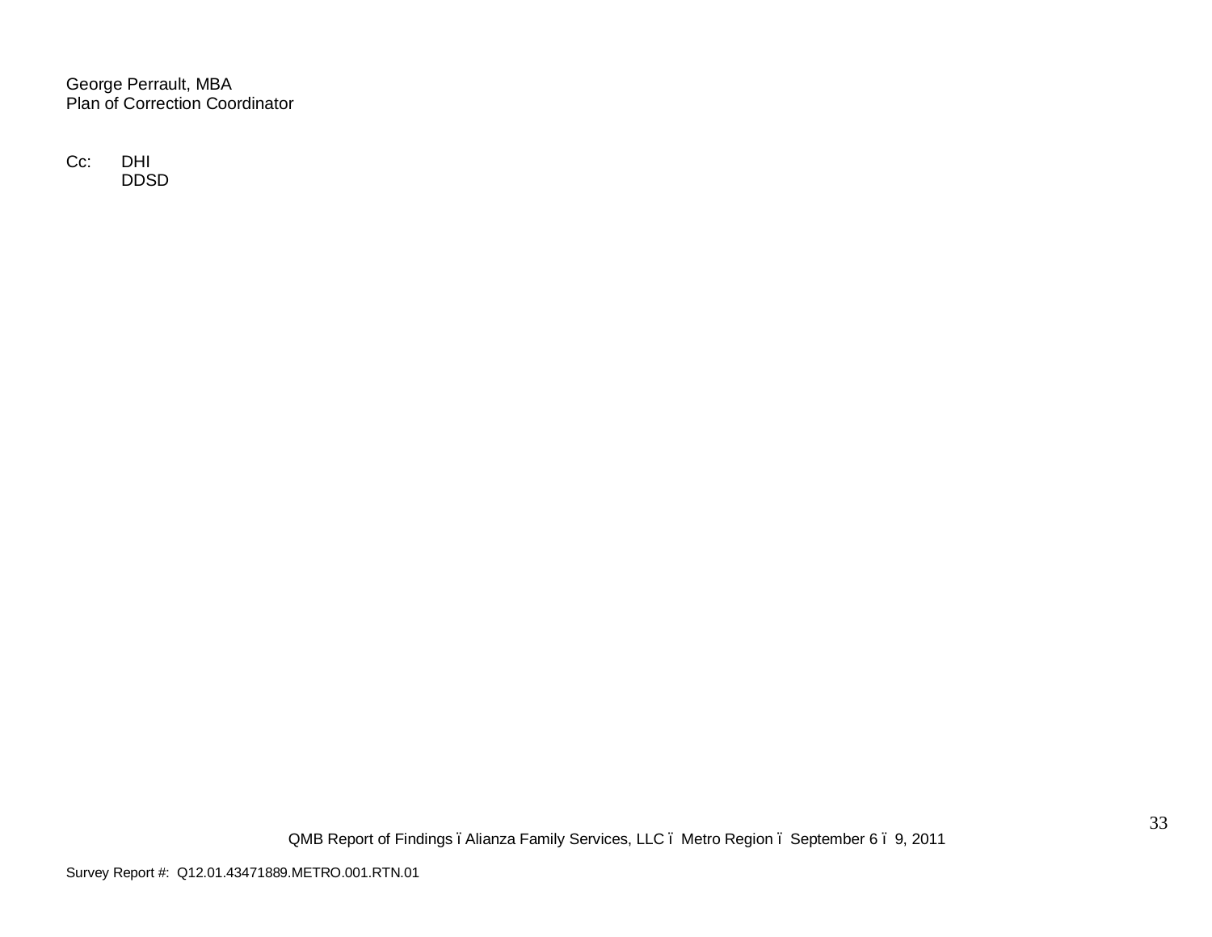George Perrault, MBA
Plan of Correction Coordinator

Cc: DHI
DDSD